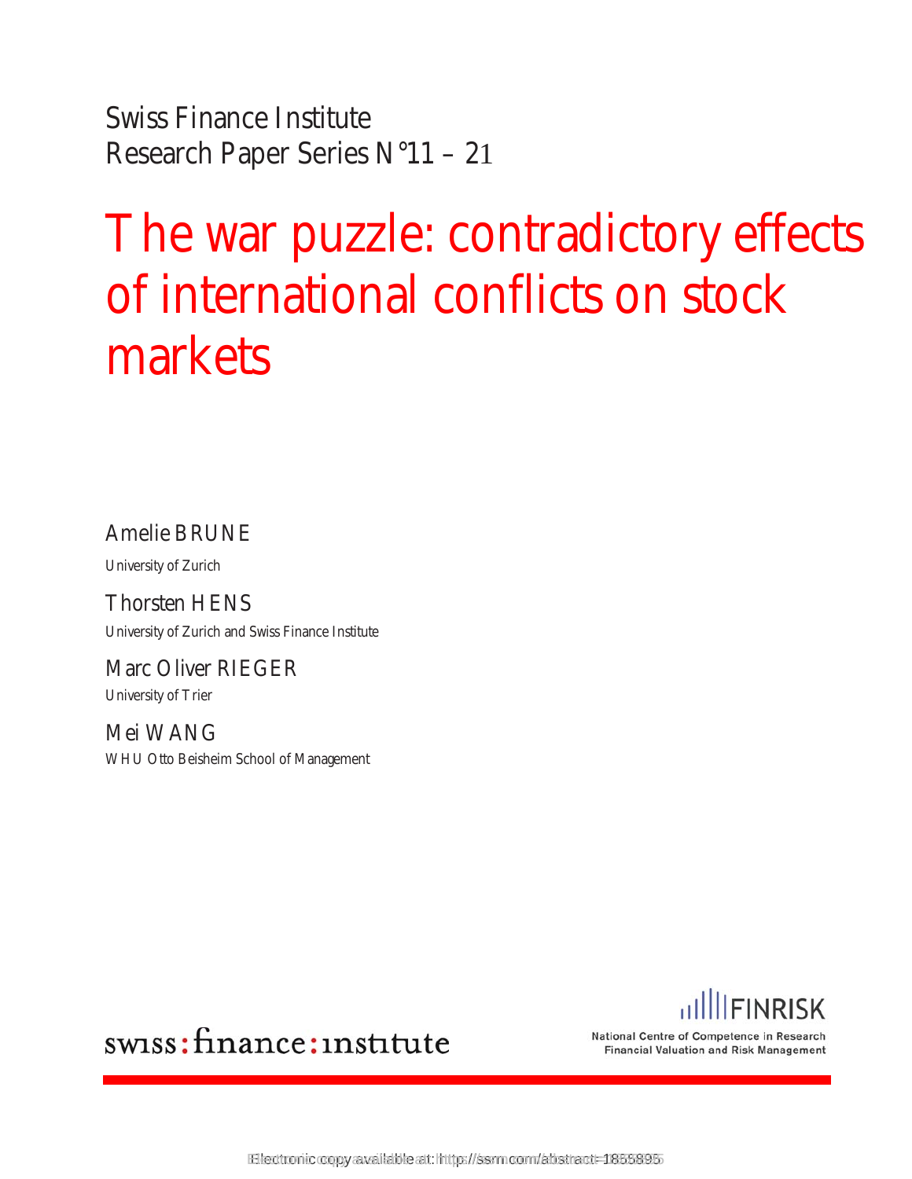Swiss Finance Institute
Research Paper Series N°11 – 21

# The war puzzle: contradictory effects of international conflicts on stock markets

Amelie BRUNE
University of Zurich

Thorsten HENS
University of Zurich and Swiss Finance Institute

Marc Oliver RIEGER
University of Trier

Mei WANG
WHU Otto Beisheim School of Management

swiss:finance:institute

FINRISK
National Centre of Competence in Research
Financial Valuation and Risk Management

Electronic copy available at: http://ssrn.com/abstract=1855895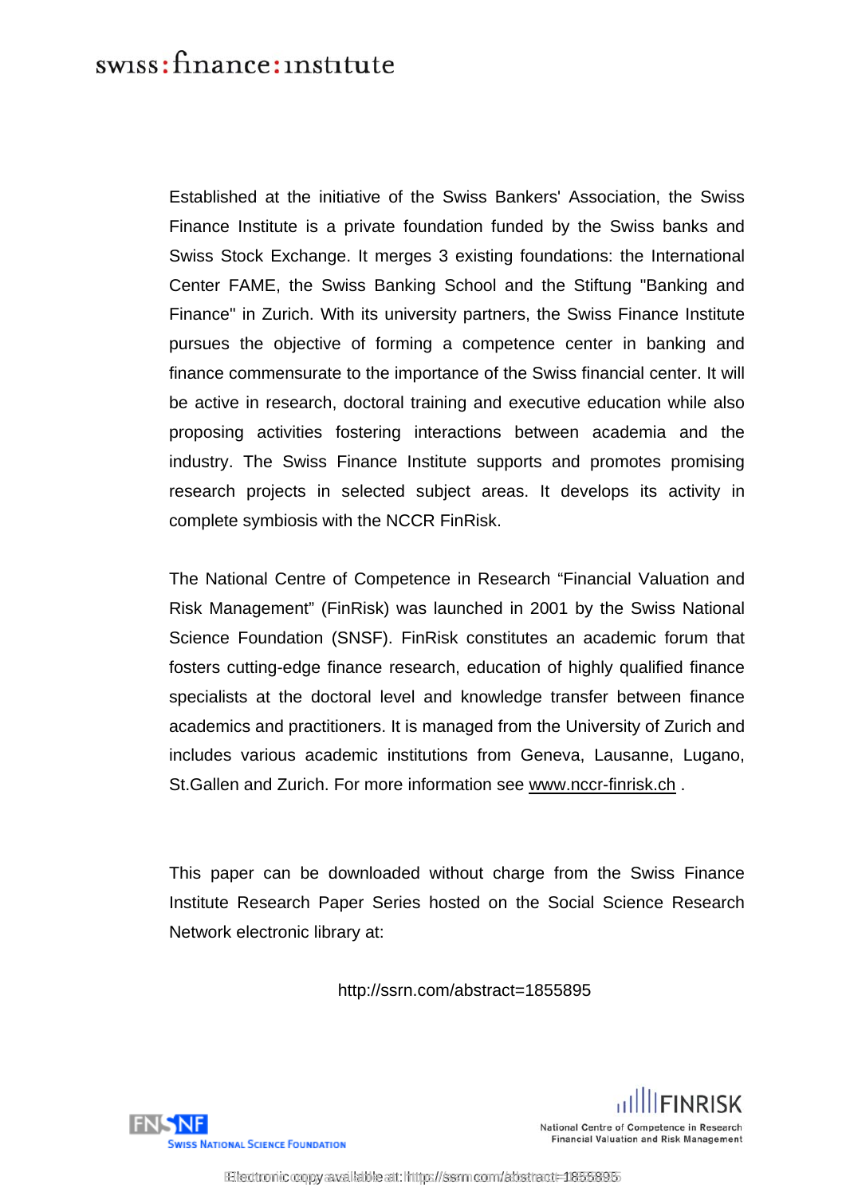swiss:finance:institute

Established at the initiative of the Swiss Bankers' Association, the Swiss Finance Institute is a private foundation funded by the Swiss banks and Swiss Stock Exchange. It merges 3 existing foundations: the International Center FAME, the Swiss Banking School and the Stiftung "Banking and Finance" in Zurich. With its university partners, the Swiss Finance Institute pursues the objective of forming a competence center in banking and finance commensurate to the importance of the Swiss financial center. It will be active in research, doctoral training and executive education while also proposing activities fostering interactions between academia and the industry. The Swiss Finance Institute supports and promotes promising research projects in selected subject areas. It develops its activity in complete symbiosis with the NCCR FinRisk.

The National Centre of Competence in Research “Financial Valuation and Risk Management” (FinRisk) was launched in 2001 by the Swiss National Science Foundation (SNSF). FinRisk constitutes an academic forum that fosters cutting-edge finance research, education of highly qualified finance specialists at the doctoral level and knowledge transfer between finance academics and practitioners. It is managed from the University of Zurich and includes various academic institutions from Geneva, Lausanne, Lugano, St.Gallen and Zurich. For more information see www.nccr-finrisk.ch .

This paper can be downloaded without charge from the Swiss Finance Institute Research Paper Series hosted on the Social Science Research Network electronic library at:

http://ssrn.com/abstract=1855895

FNSNF Swiss National Science Foundation

FINRISK National Centre of Competence in Research Financial Valuation and Risk Management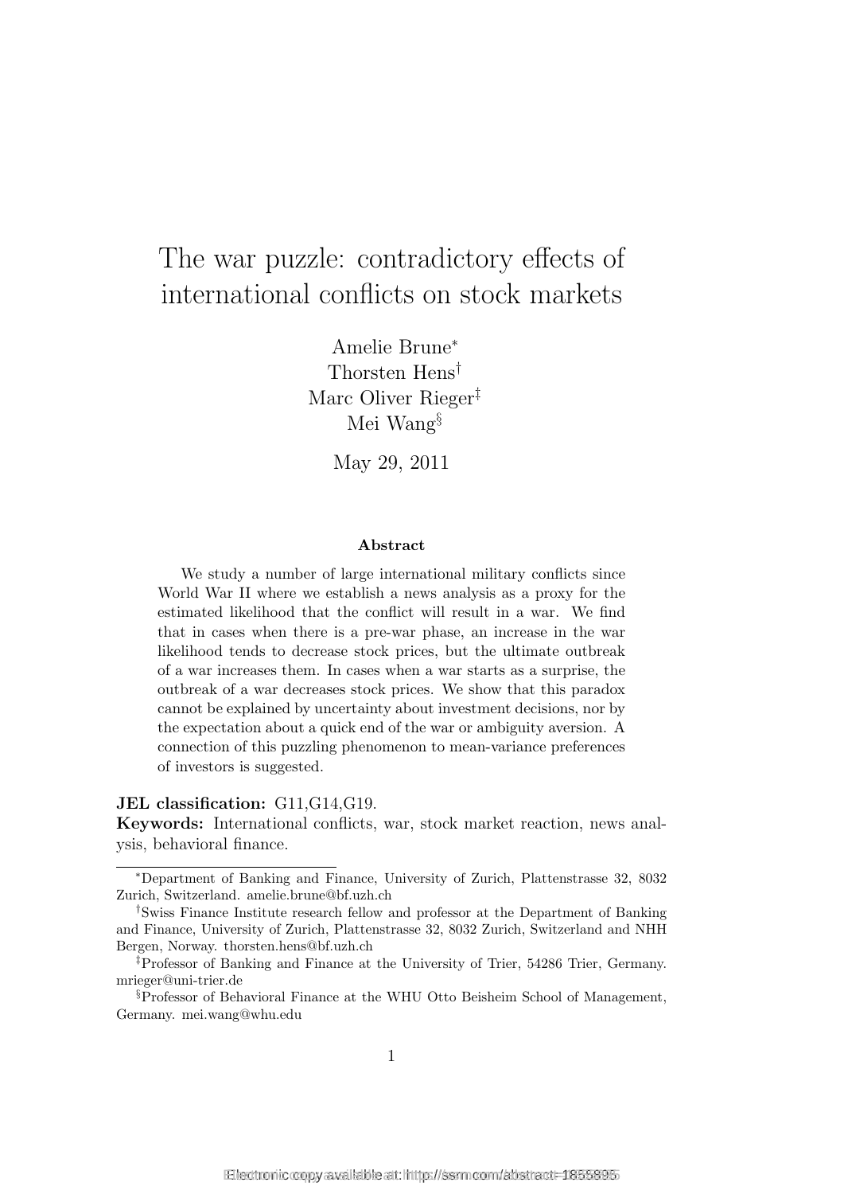# The war puzzle: contradictory effects of international conflicts on stock markets

Amelie Brune[*]
Thorsten Hens[†]
Marc Oliver Rieger[‡]
Mei Wang[§]

May 29, 2011

### Abstract

We study a number of large international military conflicts since World War II where we establish a news analysis as a proxy for the estimated likelihood that the conflict will result in a war. We find that in cases when there is a pre-war phase, an increase in the war likelihood tends to decrease stock prices, but the ultimate outbreak of a war increases them. In cases when a war starts as a surprise, the outbreak of a war decreases stock prices. We show that this paradox cannot be explained by uncertainty about investment decisions, nor by the expectation about a quick end of the war or ambiguity aversion. A connection of this puzzling phenomenon to mean-variance preferences of investors is suggested.

**JEL classification:** G11,G14,G19.
**Keywords:** International conflicts, war, stock market reaction, news analysis, behavioral finance.

[*]Department of Banking and Finance, University of Zurich, Plattenstrasse 32, 8032 Zurich, Switzerland. amelie.brune@bf.uzh.ch

[†]Swiss Finance Institute research fellow and professor at the Department of Banking and Finance, University of Zurich, Plattenstrasse 32, 8032 Zurich, Switzerland and NHH Bergen, Norway. thorsten.hens@bf.uzh.ch

[‡]Professor of Banking and Finance at the University of Trier, 54286 Trier, Germany. mrieger@uni-trier.de

[§]Professor of Behavioral Finance at the WHU Otto Beisheim School of Management, Germany. mei.wang@whu.edu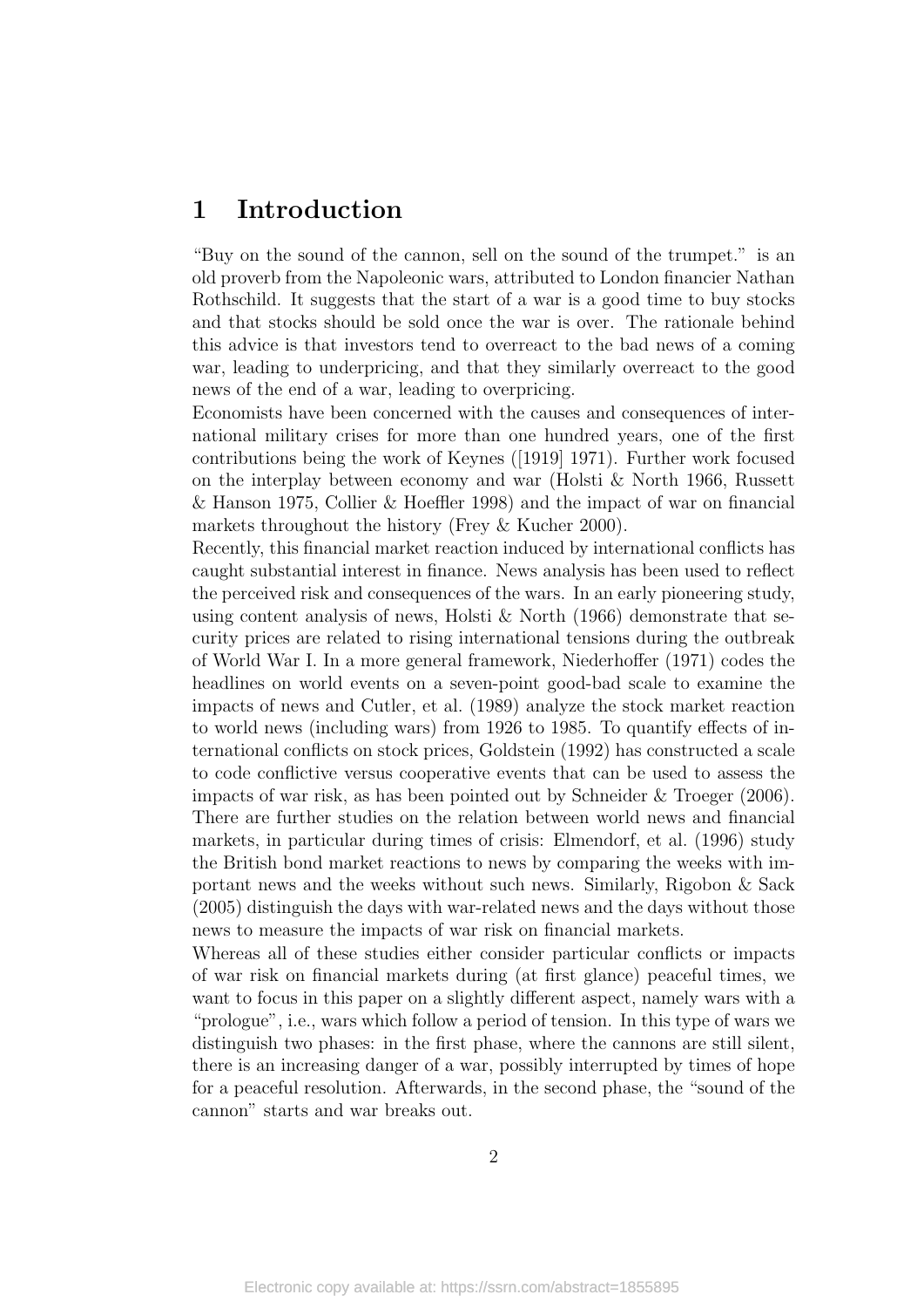# 1 Introduction

"Buy on the sound of the cannon, sell on the sound of the trumpet." is an old proverb from the Napoleonic wars, attributed to London financier Nathan Rothschild. It suggests that the start of a war is a good time to buy stocks and that stocks should be sold once the war is over. The rationale behind this advice is that investors tend to overreact to the bad news of a coming war, leading to underpricing, and that they similarly overreact to the good news of the end of a war, leading to overpricing.

Economists have been concerned with the causes and consequences of international military crises for more than one hundred years, one of the first contributions being the work of Keynes ([1919] 1971). Further work focused on the interplay between economy and war (Holsti & North 1966, Russett & Hanson 1975, Collier & Hoeffler 1998) and the impact of war on financial markets throughout the history (Frey & Kucher 2000).

Recently, this financial market reaction induced by international conflicts has caught substantial interest in finance. News analysis has been used to reflect the perceived risk and consequences of the wars. In an early pioneering study, using content analysis of news, Holsti & North (1966) demonstrate that security prices are related to rising international tensions during the outbreak of World War I. In a more general framework, Niederhoffer (1971) codes the headlines on world events on a seven-point good-bad scale to examine the impacts of news and Cutler, et al. (1989) analyze the stock market reaction to world news (including wars) from 1926 to 1985. To quantify effects of international conflicts on stock prices, Goldstein (1992) has constructed a scale to code conflictive versus cooperative events that can be used to assess the impacts of war risk, as has been pointed out by Schneider & Troeger (2006). There are further studies on the relation between world news and financial markets, in particular during times of crisis: Elmendorf, et al. (1996) study the British bond market reactions to news by comparing the weeks with important news and the weeks without such news. Similarly, Rigobon & Sack (2005) distinguish the days with war-related news and the days without those news to measure the impacts of war risk on financial markets.

Whereas all of these studies either consider particular conflicts or impacts of war risk on financial markets during (at first glance) peaceful times, we want to focus in this paper on a slightly different aspect, namely wars with a "prologue", i.e., wars which follow a period of tension. In this type of wars we distinguish two phases: in the first phase, where the cannons are still silent, there is an increasing danger of a war, possibly interrupted by times of hope for a peaceful resolution. Afterwards, in the second phase, the "sound of the cannon" starts and war breaks out.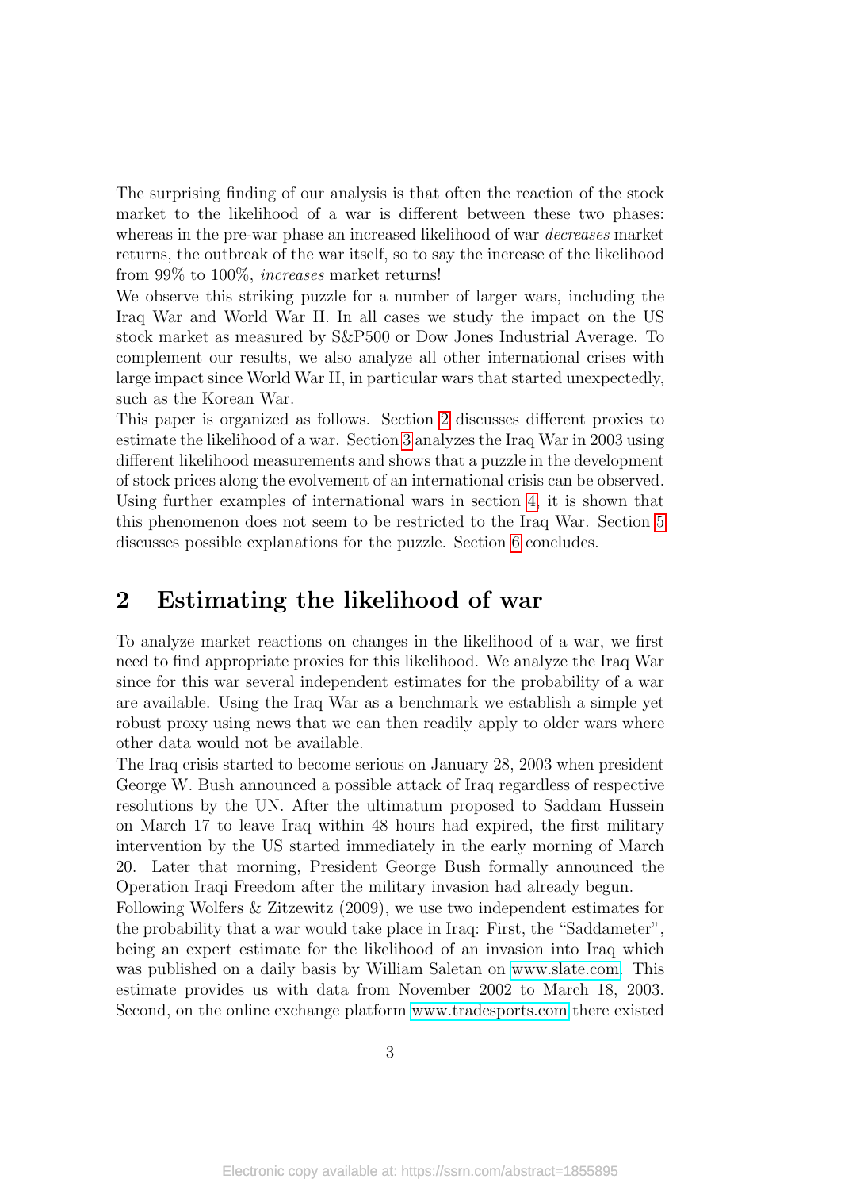The surprising finding of our analysis is that often the reaction of the stock market to the likelihood of a war is different between these two phases: whereas in the pre-war phase an increased likelihood of war *decreases* market returns, the outbreak of the war itself, so to say the increase of the likelihood from 99% to 100%, *increases* market returns!

We observe this striking puzzle for a number of larger wars, including the Iraq War and World War II. In all cases we study the impact on the US stock market as measured by S&P500 or Dow Jones Industrial Average. To complement our results, we also analyze all other international crises with large impact since World War II, in particular wars that started unexpectedly, such as the Korean War.

This paper is organized as follows. Section 2 discusses different proxies to estimate the likelihood of a war. Section 3 analyzes the Iraq War in 2003 using different likelihood measurements and shows that a puzzle in the development of stock prices along the evolvement of an international crisis can be observed. Using further examples of international wars in section 4, it is shown that this phenomenon does not seem to be restricted to the Iraq War. Section 5 discusses possible explanations for the puzzle. Section 6 concludes.

## 2 Estimating the likelihood of war

To analyze market reactions on changes in the likelihood of a war, we first need to find appropriate proxies for this likelihood. We analyze the Iraq War since for this war several independent estimates for the probability of a war are available. Using the Iraq War as a benchmark we establish a simple yet robust proxy using news that we can then readily apply to older wars where other data would not be available.

The Iraq crisis started to become serious on January 28, 2003 when president George W. Bush announced a possible attack of Iraq regardless of respective resolutions by the UN. After the ultimatum proposed to Saddam Hussein on March 17 to leave Iraq within 48 hours had expired, the first military intervention by the US started immediately in the early morning of March 20. Later that morning, President George Bush formally announced the Operation Iraqi Freedom after the military invasion had already begun.

Following Wolfers & Zitzewitz (2009), we use two independent estimates for the probability that a war would take place in Iraq: First, the "Saddameter", being an expert estimate for the likelihood of an invasion into Iraq which was published on a daily basis by William Saletan on www.slate.com. This estimate provides us with data from November 2002 to March 18, 2003. Second, on the online exchange platform www.tradesports.com there existed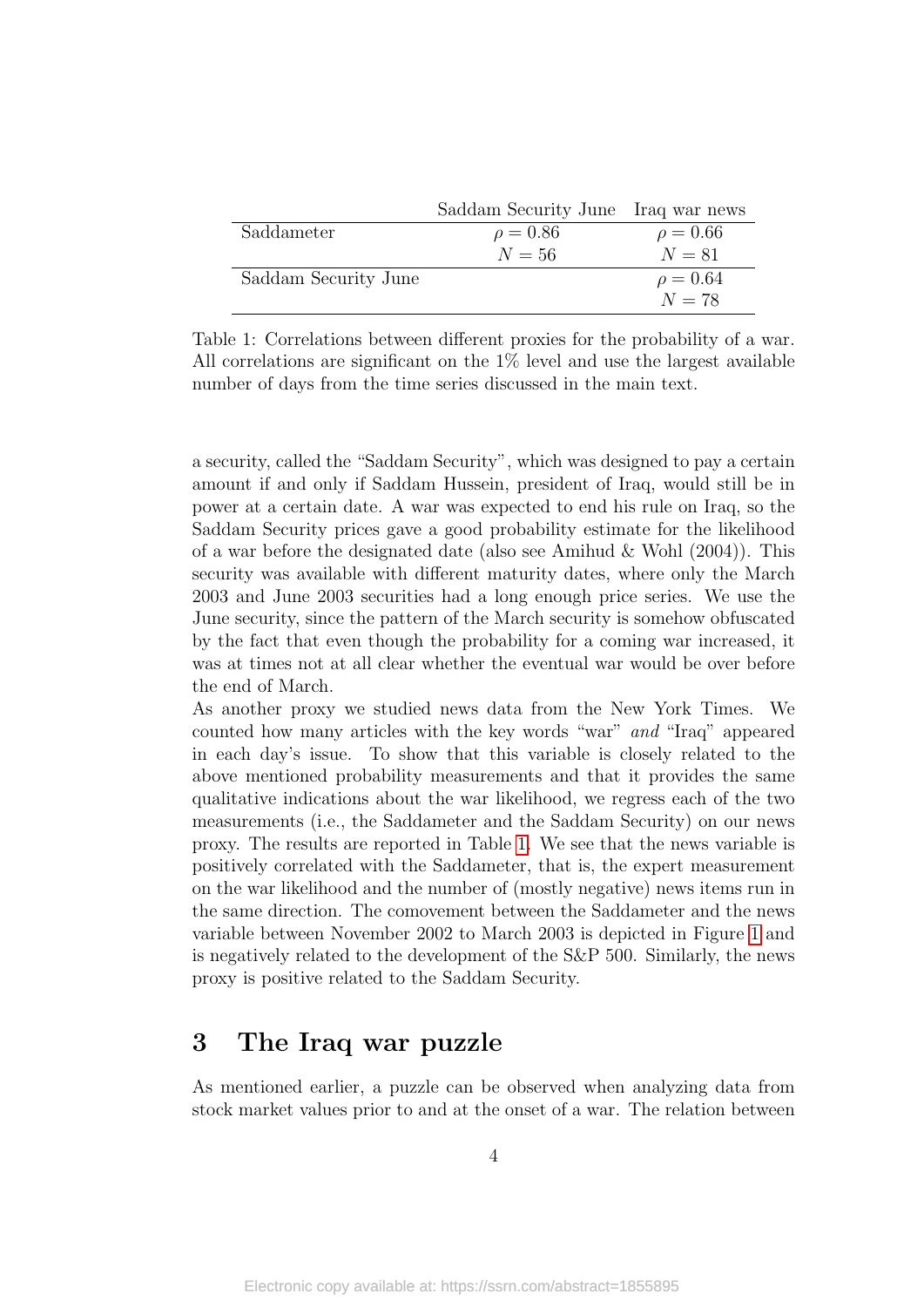| | Saddam Security June | Iraq war news |
|---|---|---|
| Saddameter | $\rho = 0.86$ | $\rho = 0.66$ |
| | $N = 56$ | $N = 81$ |
| Saddam Security June | | $\rho = 0.64$ |
| | | $N = 78$ |

Table 1: Correlations between different proxies for the probability of a war. All correlations are significant on the 1% level and use the largest available number of days from the time series discussed in the main text.

a security, called the "Saddam Security", which was designed to pay a certain amount if and only if Saddam Hussein, president of Iraq, would still be in power at a certain date. A war was expected to end his rule on Iraq, so the Saddam Security prices gave a good probability estimate for the likelihood of a war before the designated date (also see Amihud & Wohl (2004)). This security was available with different maturity dates, where only the March 2003 and June 2003 securities had a long enough price series. We use the June security, since the pattern of the March security is somehow obfuscated by the fact that even though the probability for a coming war increased, it was at times not at all clear whether the eventual war would be over before the end of March.

As another proxy we studied news data from the New York Times. We counted how many articles with the key words "war" *and* "Iraq" appeared in each day's issue. To show that this variable is closely related to the above mentioned probability measurements and that it provides the same qualitative indications about the war likelihood, we regress each of the two measurements (i.e., the Saddameter and the Saddam Security) on our news proxy. The results are reported in Table 1. We see that the news variable is positively correlated with the Saddameter, that is, the expert measurement on the war likelihood and the number of (mostly negative) news items run in the same direction. The comovement between the Saddameter and the news variable between November 2002 to March 2003 is depicted in Figure 1 and is negatively related to the development of the S&P 500. Similarly, the news proxy is positive related to the Saddam Security.

## 3 The Iraq war puzzle

As mentioned earlier, a puzzle can be observed when analyzing data from stock market values prior to and at the onset of a war. The relation between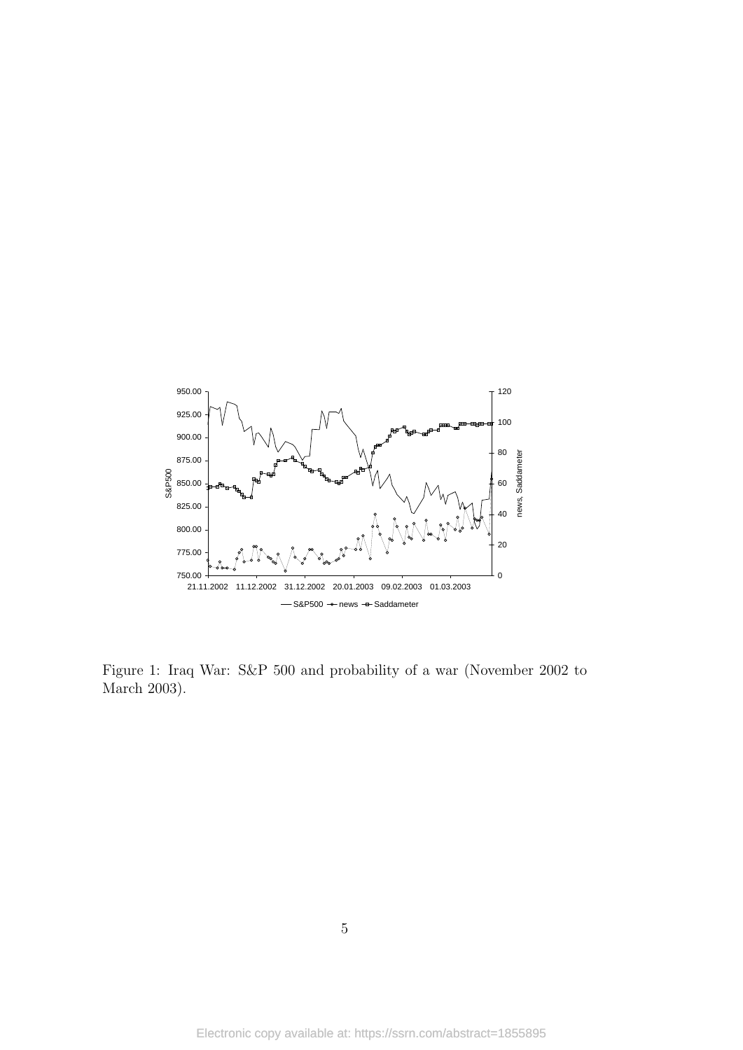Figure 1: Iraq War: S&P 500 and probability of a war (November 2002 to March 2003).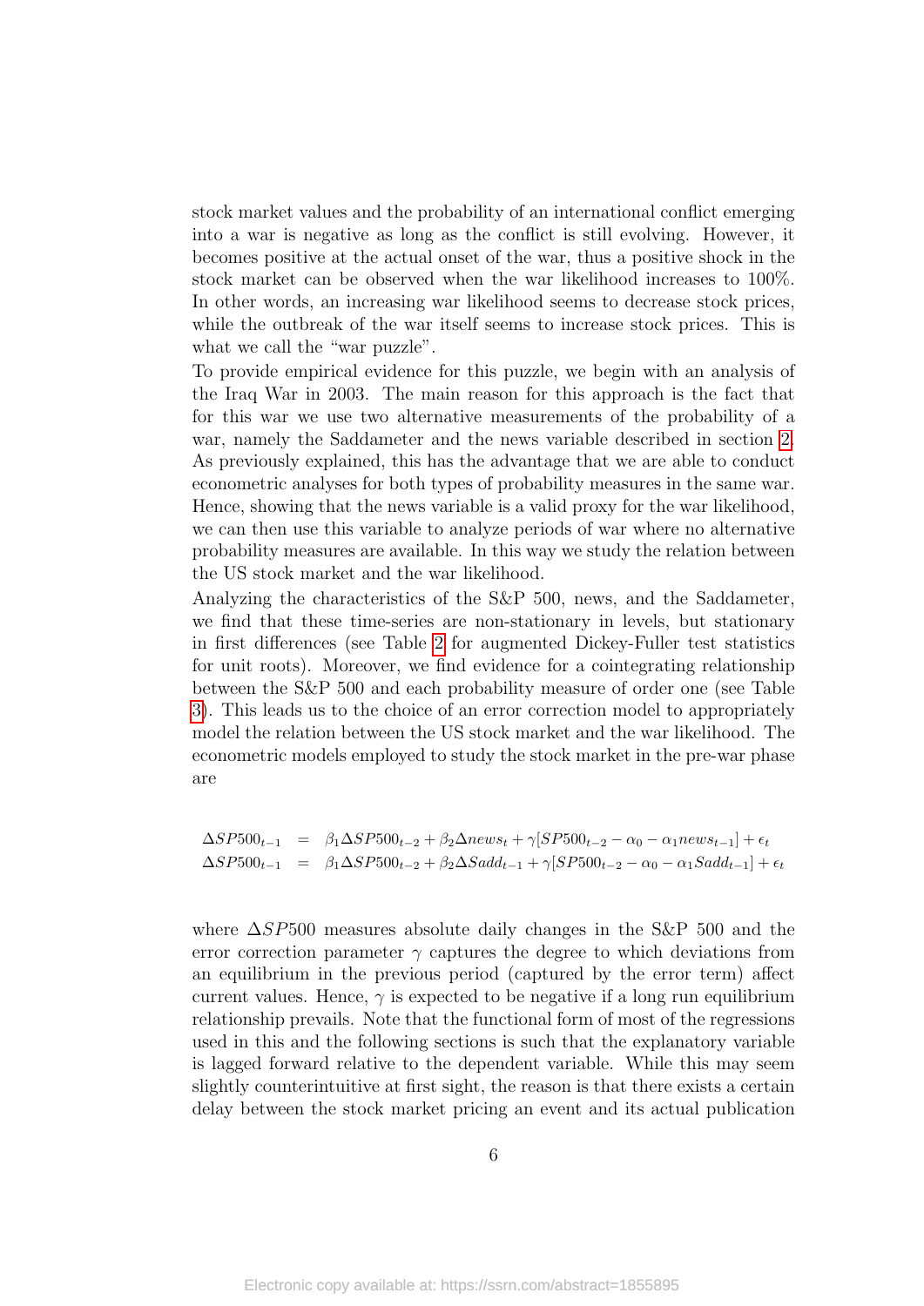stock market values and the probability of an international conflict emerging into a war is negative as long as the conflict is still evolving. However, it becomes positive at the actual onset of the war, thus a positive shock in the stock market can be observed when the war likelihood increases to 100%. In other words, an increasing war likelihood seems to decrease stock prices, while the outbreak of the war itself seems to increase stock prices. This is what we call the "war puzzle".

To provide empirical evidence for this puzzle, we begin with an analysis of the Iraq War in 2003. The main reason for this approach is the fact that for this war we use two alternative measurements of the probability of a war, namely the Saddameter and the news variable described in section 2. As previously explained, this has the advantage that we are able to conduct econometric analyses for both types of probability measures in the same war. Hence, showing that the news variable is a valid proxy for the war likelihood, we can then use this variable to analyze periods of war where no alternative probability measures are available. In this way we study the relation between the US stock market and the war likelihood.

Analyzing the characteristics of the S&P 500, news, and the Saddameter, we find that these time-series are non-stationary in levels, but stationary in first differences (see Table 2 for augmented Dickey-Fuller test statistics for unit roots). Moreover, we find evidence for a cointegrating relationship between the S&P 500 and each probability measure of order one (see Table 3). This leads us to the choice of an error correction model to appropriately model the relation between the US stock market and the war likelihood. The econometric models employed to study the stock market in the pre-war phase are

$$
\begin{aligned}
\Delta SP500_{t-1} &= \beta_1 \Delta SP500_{t-2} + \beta_2 \Delta news_t + \gamma[SP500_{t-2} - \alpha_0 - \alpha_1 news_{t-1}] + \epsilon_t \\
\Delta SP500_{t-1} &= \beta_1 \Delta SP500_{t-2} + \beta_2 \Delta Sadd_{t-1} + \gamma[SP500_{t-2} - \alpha_0 - \alpha_1 Sadd_{t-1}] + \epsilon_t
\end{aligned}
$$

where $\Delta SP500$ measures absolute daily changes in the S&P 500 and the error correction parameter $\gamma$ captures the degree to which deviations from an equilibrium in the previous period (captured by the error term) affect current values. Hence, $\gamma$ is expected to be negative if a long run equilibrium relationship prevails. Note that the functional form of most of the regressions used in this and the following sections is such that the explanatory variable is lagged forward relative to the dependent variable. While this may seem slightly counterintuitive at first sight, the reason is that there exists a certain delay between the stock market pricing an event and its actual publication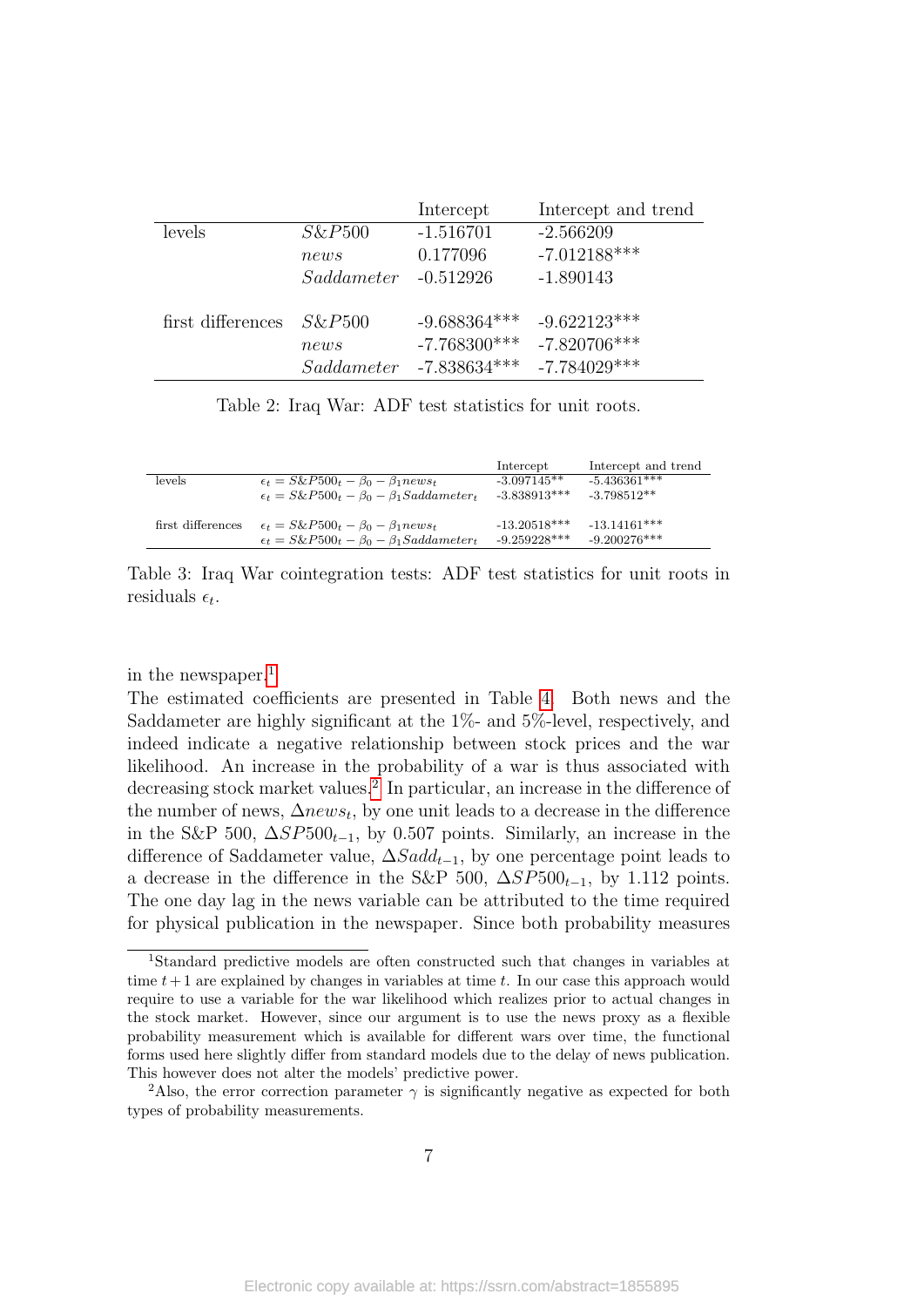| | | Intercept | Intercept and trend |
|---|---|---|---|
| levels | $S\&P500$ | -1.516701 | -2.566209 |
| | $news$ | 0.177096 | -7.012188*** |
| | $Saddameter$ | -0.512926 | -1.890143 |
| first differences | $S\&P500$ | -9.688364*** | -9.622123*** |
| | $news$ | -7.768300*** | -7.820706*** |
| | $Saddameter$ | -7.838634*** | -7.784029*** |

Table 2: Iraq War: ADF test statistics for unit roots.

| | | Intercept | Intercept and trend |
|---|---|---|---|
| levels | $\epsilon_t = S\&P500_t - \beta_0 - \beta_1 news_t$ | -3.097145** | -5.436361*** |
| | $\epsilon_t = S\&P500_t - \beta_0 - \beta_1 Saddameter_t$ | -3.838913*** | -3.798512** |
| first differences | $\epsilon_t = S\&P500_t - \beta_0 - \beta_1 news_t$ | -13.20518*** | -13.14161*** |
| | $\epsilon_t = S\&P500_t - \beta_0 - \beta_1 Saddameter_t$ | -9.259228*** | -9.200276*** |

Table 3: Iraq War cointegration tests: ADF test statistics for unit roots in residuals $\epsilon_t$.

in the newspaper.[1]

The estimated coefficients are presented in Table 4. Both news and the Saddameter are highly significant at the 1%- and 5%-level, respectively, and indeed indicate a negative relationship between stock prices and the war likelihood. An increase in the probability of a war is thus associated with decreasing stock market values.[2] In particular, an increase in the difference of the number of news, $\Delta news_t$, by one unit leads to a decrease in the difference in the S&P 500, $\Delta SP500_{t-1}$, by 0.507 points. Similarly, an increase in the difference of Saddameter value, $\Delta Sadd_{t-1}$, by one percentage point leads to a decrease in the difference in the S&P 500, $\Delta SP500_{t-1}$, by 1.112 points. The one day lag in the news variable can be attributed to the time required for physical publication in the newspaper. Since both probability measures

[1] Standard predictive models are often constructed such that changes in variables at time $t+1$ are explained by changes in variables at time $t$. In our case this approach would require to use a variable for the war likelihood which realizes prior to actual changes in the stock market. However, since our argument is to use the news proxy as a flexible probability measurement which is available for different wars over time, the functional forms used here slightly differ from standard models due to the delay of news publication. This however does not alter the models' predictive power.

[2] Also, the error correction parameter $\gamma$ is significantly negative as expected for both types of probability measurements.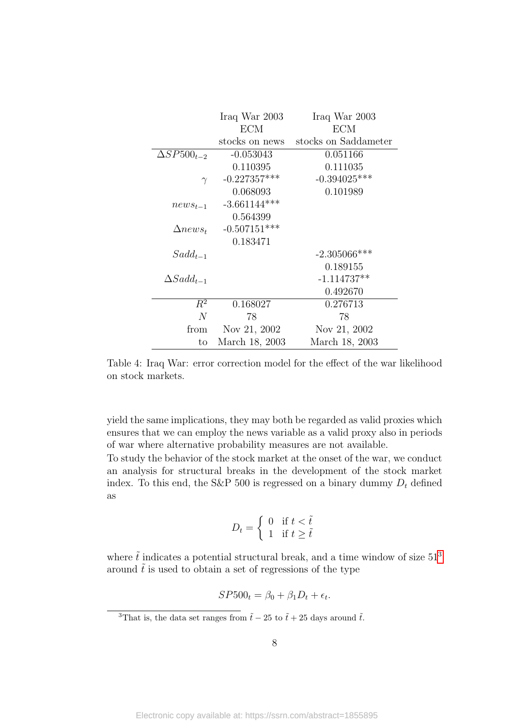| | Iraq War 2003 | Iraq War 2003 |
|---|---|---|
| | ECM | ECM |
| | stocks on news | stocks on Saddameter |
| $\Delta SP500_{t-2}$ | -0.053043 | 0.051166 |
| | 0.110395 | 0.111035 |
| $\gamma$ | -0.227357*** | -0.394025*** |
| | 0.068093 | 0.101989 |
| $news_{t-1}$ | -3.661144*** | |
| | 0.564399 | |
| $\Delta news_t$ | -0.507151*** | |
| | 0.183471 | |
| $Sadd_{t-1}$ | | -2.305066*** |
| | | 0.189155 |
| $\Delta Sadd_{t-1}$ | | -1.114737** |
| | | 0.492670 |
| $R^2$ | 0.168027 | 0.276713 |
| $N$ | 78 | 78 |
| from | Nov 21, 2002 | Nov 21, 2002 |
| to | March 18, 2003 | March 18, 2003 |

Table 4: Iraq War: error correction model for the effect of the war likelihood on stock markets.

yield the same implications, they may both be regarded as valid proxies which ensures that we can employ the news variable as a valid proxy also in periods of war where alternative probability measures are not available.

To study the behavior of the stock market at the onset of the war, we conduct an analysis for structural breaks in the development of the stock market index. To this end, the S&P 500 is regressed on a binary dummy $D_t$ defined as

$$D_t = \begin{cases} 0 & \text{if } t < \tilde{t} \\ 1 & \text{if } t \geq \tilde{t} \end{cases}$$

where $\tilde{t}$ indicates a potential structural break, and a time window of size 51[3] around $\tilde{t}$ is used to obtain a set of regressions of the type

$$SP500_t = \beta_0 + \beta_1 D_t + \epsilon_t.$$

[3] That is, the data set ranges from $\tilde{t} - 25$ to $\tilde{t} + 25$ days around $\tilde{t}$.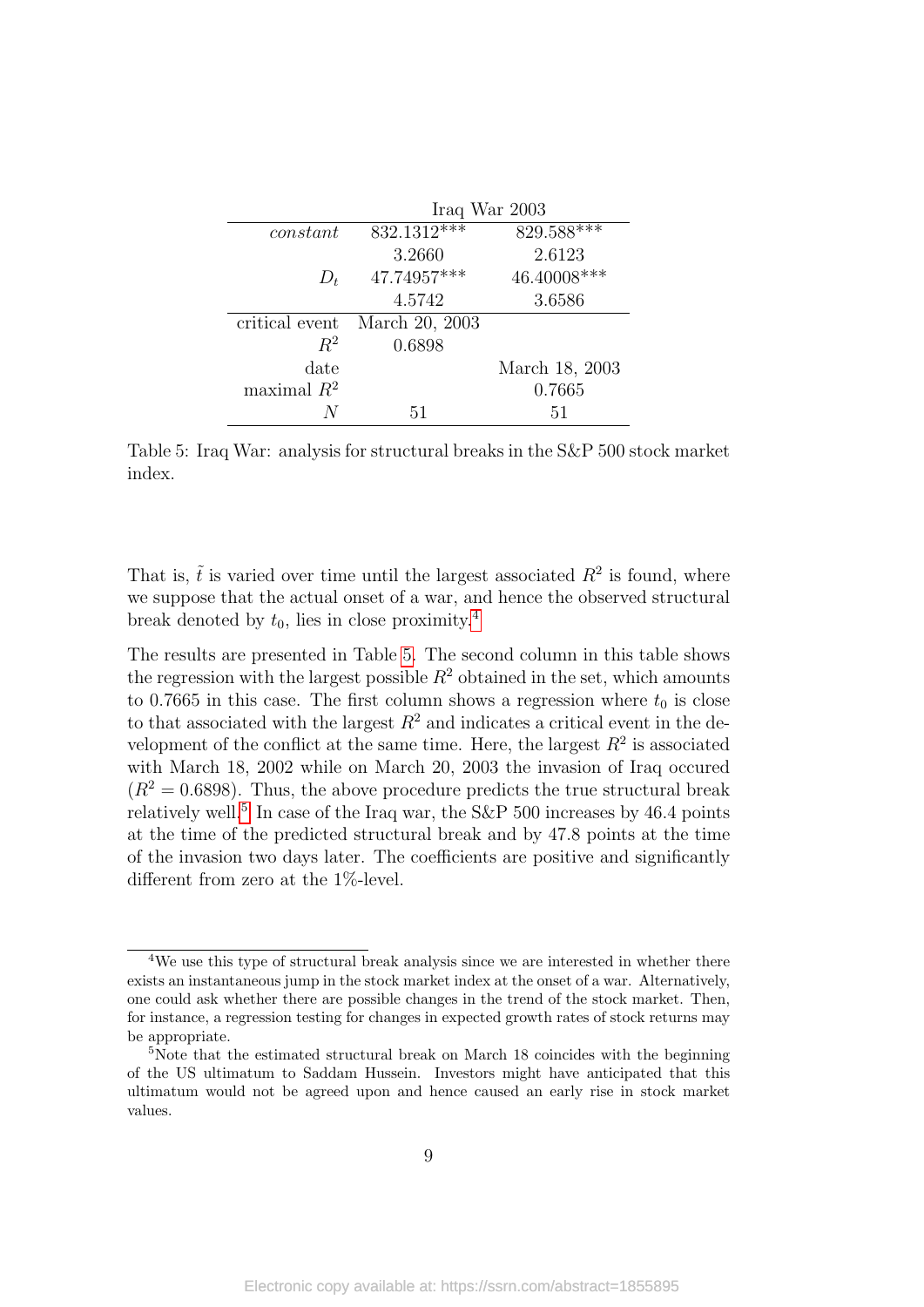| | Iraq War 2003 | |
|---|---|---|
| *constant* | 832.1312*** | 829.588*** |
| | 3.2660 | 2.6123 |
| $D_t$ | 47.74957*** | 46.40008*** |
| | 4.5742 | 3.6586 |
| critical event | March 20, 2003 | |
| $R^2$ | 0.6898 | |
| date | | March 18, 2003 |
| maximal $R^2$ | | 0.7665 |
| $N$ | 51 | 51 |

Table 5: Iraq War: analysis for structural breaks in the S&P 500 stock market index.

That is, $\tilde{t}$ is varied over time until the largest associated $R^2$ is found, where we suppose that the actual onset of a war, and hence the observed structural break denoted by $t_0$, lies in close proximity.[4]

The results are presented in Table 5. The second column in this table shows the regression with the largest possible $R^2$ obtained in the set, which amounts to 0.7665 in this case. The first column shows a regression where $t_0$ is close to that associated with the largest $R^2$ and indicates a critical event in the development of the conflict at the same time. Here, the largest $R^2$ is associated with March 18, 2002 while on March 20, 2003 the invasion of Iraq occured ($R^2 = 0.6898$). Thus, the above procedure predicts the true structural break relatively well.[5] In case of the Iraq war, the S&P 500 increases by 46.4 points at the time of the predicted structural break and by 47.8 points at the time of the invasion two days later. The coefficients are positive and significantly different from zero at the 1%-level.

[4] We use this type of structural break analysis since we are interested in whether there exists an instantaneous jump in the stock market index at the onset of a war. Alternatively, one could ask whether there are possible changes in the trend of the stock market. Then, for instance, a regression testing for changes in expected growth rates of stock returns may be appropriate.

[5] Note that the estimated structural break on March 18 coincides with the beginning of the US ultimatum to Saddam Hussein. Investors might have anticipated that this ultimatum would not be agreed upon and hence caused an early rise in stock market values.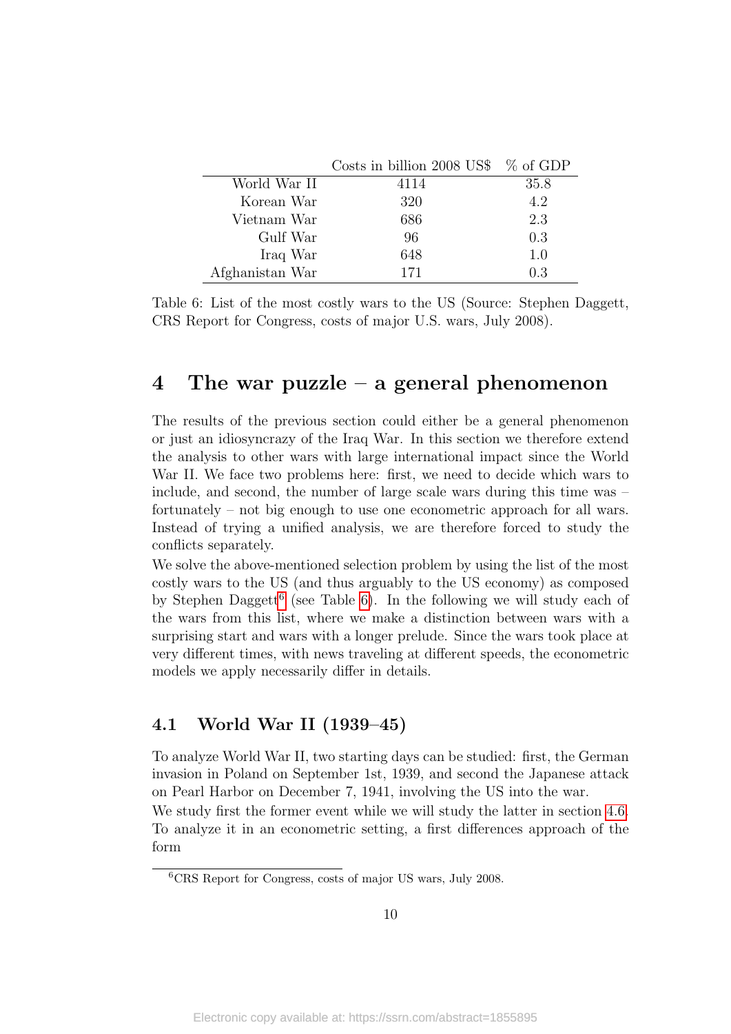| | Costs in billion 2008 US$ | % of GDP |
|---|---|---|
| World War II | 4114 | 35.8 |
| Korean War | 320 | 4.2 |
| Vietnam War | 686 | 2.3 |
| Gulf War | 96 | 0.3 |
| Iraq War | 648 | 1.0 |
| Afghanistan War | 171 | 0.3 |

Table 6: List of the most costly wars to the US (Source: Stephen Daggett, CRS Report for Congress, costs of major U.S. wars, July 2008).

## 4 The war puzzle – a general phenomenon

The results of the previous section could either be a general phenomenon or just an idiosyncrazy of the Iraq War. In this section we therefore extend the analysis to other wars with large international impact since the World War II. We face two problems here: first, we need to decide which wars to include, and second, the number of large scale wars during this time was – fortunately – not big enough to use one econometric approach for all wars. Instead of trying a unified analysis, we are therefore forced to study the conflicts separately.

We solve the above-mentioned selection problem by using the list of the most costly wars to the US (and thus arguably to the US economy) as composed by Stephen Daggett[6] (see Table 6). In the following we will study each of the wars from this list, where we make a distinction between wars with a surprising start and wars with a longer prelude. Since the wars took place at very different times, with news traveling at different speeds, the econometric models we apply necessarily differ in details.

### 4.1 World War II (1939–45)

To analyze World War II, two starting days can be studied: first, the German invasion in Poland on September 1st, 1939, and second the Japanese attack on Pearl Harbor on December 7, 1941, involving the US into the war.

We study first the former event while we will study the latter in section 4.6. To analyze it in an econometric setting, a first differences approach of the form

[6] CRS Report for Congress, costs of major US wars, July 2008.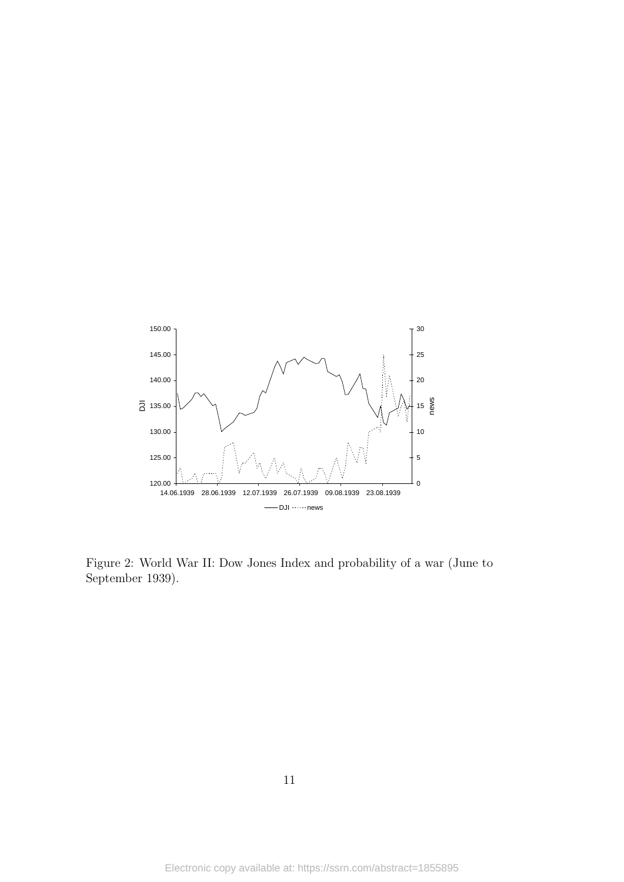Figure 2: World War II: Dow Jones Index and probability of a war (June to September 1939).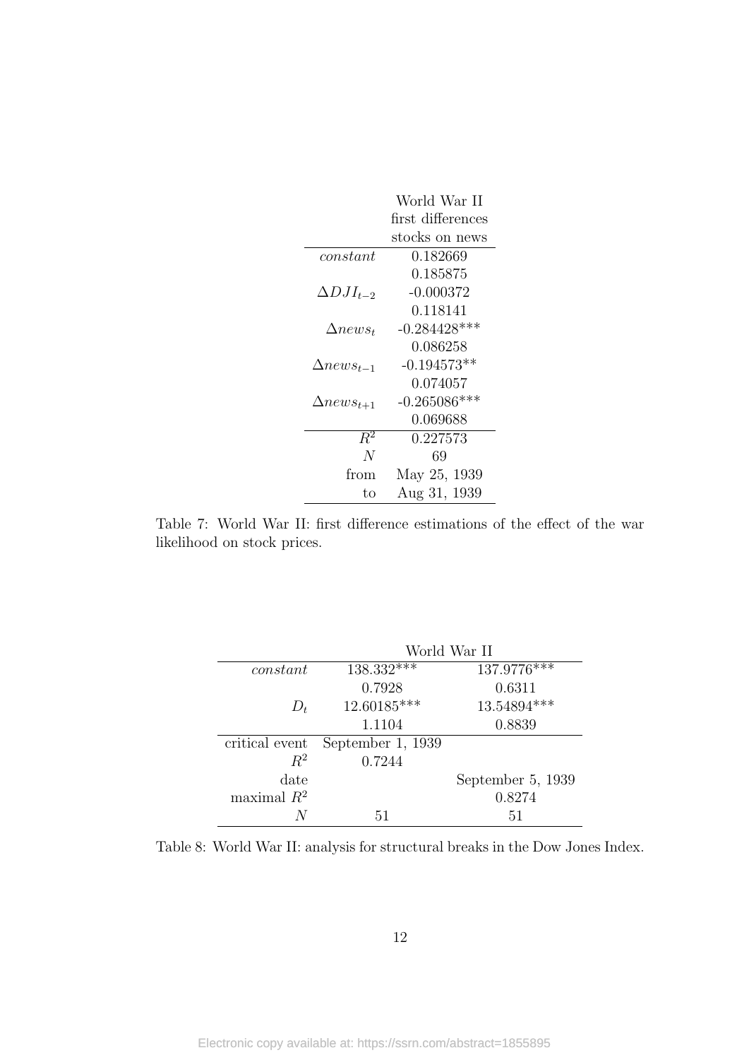| | World War II first differences stocks on news |
|---|---|
| *constant* | 0.182669 |
| | 0.185875 |
| $\Delta DJI_{t-2}$ | -0.000372 |
| | 0.118141 |
| $\Delta news_t$ | -0.284428*** |
| | 0.086258 |
| $\Delta news_{t-1}$ | -0.194573** |
| | 0.074057 |
| $\Delta news_{t+1}$ | -0.265086*** |
| | 0.069688 |
| $R^2$ | 0.227573 |
| $N$ | 69 |
| from | May 25, 1939 |
| to | Aug 31, 1939 |

Table 7: World War II: first difference estimations of the effect of the war likelihood on stock prices.

| | World War II | |
|---|---|---|
| *constant* | 138.332*** | 137.9776*** |
| | 0.7928 | 0.6311 |
| $D_t$ | 12.60185*** | 13.54894*** |
| | 1.1104 | 0.8839 |
| critical event | September 1, 1939 | |
| $R^2$ | 0.7244 | |
| date | | September 5, 1939 |
| maximal $R^2$ | | 0.8274 |
| $N$ | 51 | 51 |

Table 8: World War II: analysis for structural breaks in the Dow Jones Index.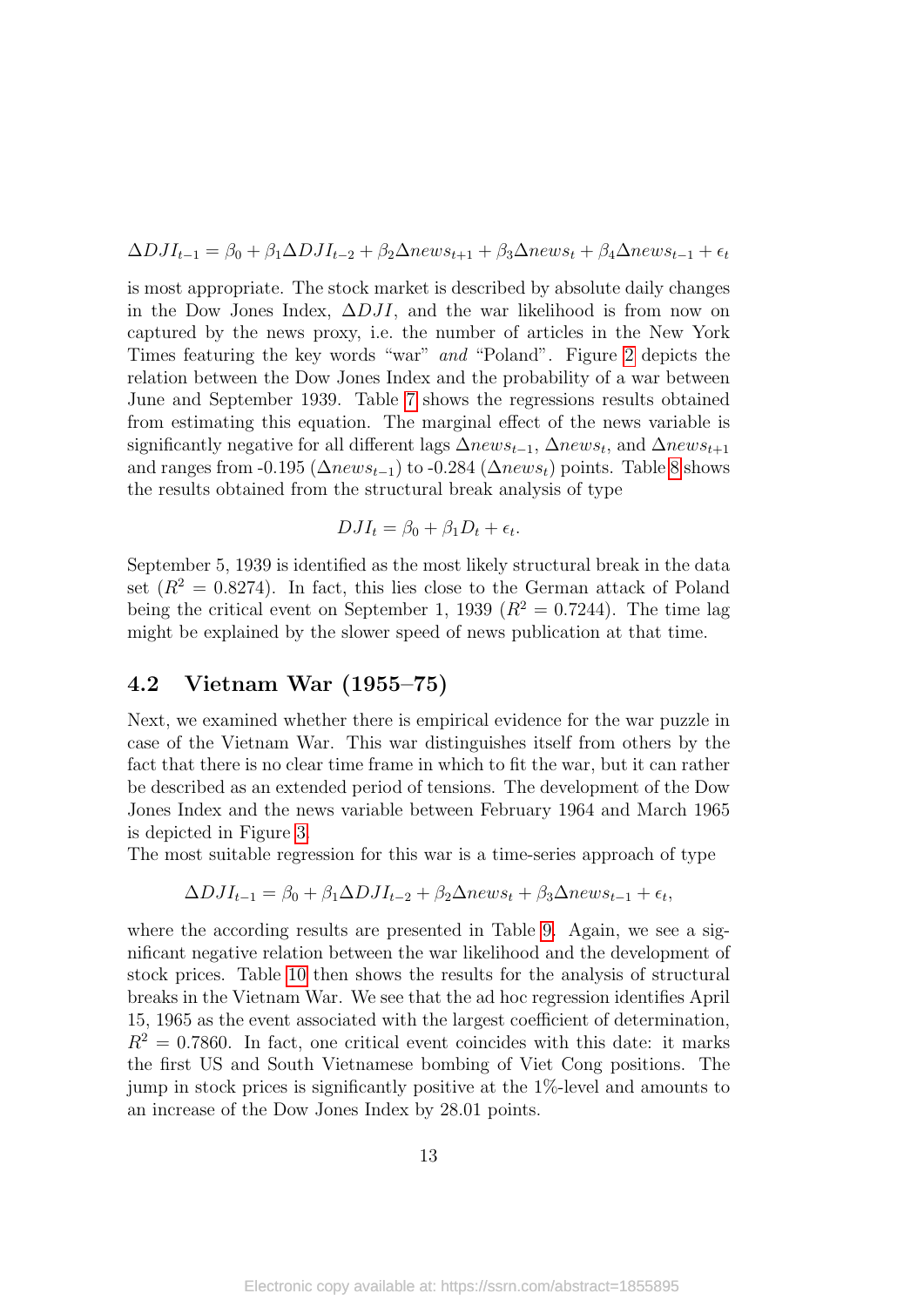$$\Delta DJI_{t-1} = \beta_0 + \beta_1 \Delta DJI_{t-2} + \beta_2 \Delta news_{t+1} + \beta_3 \Delta news_t + \beta_4 \Delta news_{t-1} + \epsilon_t$$

is most appropriate. The stock market is described by absolute daily changes in the Dow Jones Index, $\Delta DJI$, and the war likelihood is from now on captured by the news proxy, i.e. the number of articles in the New York Times featuring the key words "war" *and* "Poland". Figure 2 depicts the relation between the Dow Jones Index and the probability of a war between June and September 1939. Table 7 shows the regressions results obtained from estimating this equation. The marginal effect of the news variable is significantly negative for all different lags $\Delta news_{t-1}$, $\Delta news_t$, and $\Delta news_{t+1}$ and ranges from -0.195 ($\Delta news_{t-1}$) to -0.284 ($\Delta news_t$) points. Table 8 shows the results obtained from the structural break analysis of type

$$DJI_t = \beta_0 + \beta_1 D_t + \epsilon_t.$$

September 5, 1939 is identified as the most likely structural break in the data set ($R^2 = 0.8274$). In fact, this lies close to the German attack of Poland being the critical event on September 1, 1939 ($R^2 = 0.7244$). The time lag might be explained by the slower speed of news publication at that time.

## 4.2 Vietnam War (1955–75)

Next, we examined whether there is empirical evidence for the war puzzle in case of the Vietnam War. This war distinguishes itself from others by the fact that there is no clear time frame in which to fit the war, but it can rather be described as an extended period of tensions. The development of the Dow Jones Index and the news variable between February 1964 and March 1965 is depicted in Figure 3.

The most suitable regression for this war is a time-series approach of type

$$\Delta DJI_{t-1} = \beta_0 + \beta_1 \Delta DJI_{t-2} + \beta_2 \Delta news_t + \beta_3 \Delta news_{t-1} + \epsilon_t,$$

where the according results are presented in Table 9. Again, we see a significant negative relation between the war likelihood and the development of stock prices. Table 10 then shows the results for the analysis of structural breaks in the Vietnam War. We see that the ad hoc regression identifies April 15, 1965 as the event associated with the largest coefficient of determination, $R^2 = 0.7860$. In fact, one critical event coincides with this date: it marks the first US and South Vietnamese bombing of Viet Cong positions. The jump in stock prices is significantly positive at the 1%-level and amounts to an increase of the Dow Jones Index by 28.01 points.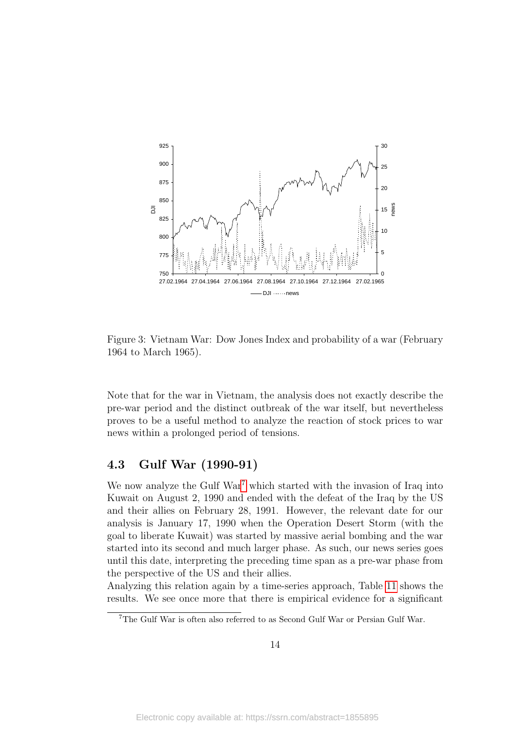Figure 3: Vietnam War: Dow Jones Index and probability of a war (February 1964 to March 1965).

Note that for the war in Vietnam, the analysis does not exactly describe the pre-war period and the distinct outbreak of the war itself, but nevertheless proves to be a useful method to analyze the reaction of stock prices to war news within a prolonged period of tensions.

## 4.3 Gulf War (1990-91)

We now analyze the Gulf War[7] which started with the invasion of Iraq into Kuwait on August 2, 1990 and ended with the defeat of the Iraq by the US and their allies on February 28, 1991. However, the relevant date for our analysis is January 17, 1990 when the Operation Desert Storm (with the goal to liberate Kuwait) was started by massive aerial bombing and the war started into its second and much larger phase. As such, our news series goes until this date, interpreting the preceding time span as a pre-war phase from the perspective of the US and their allies.

Analyzing this relation again by a time-series approach, Table 11 shows the results. We see once more that there is empirical evidence for a significant

[7] The Gulf War is often also referred to as Second Gulf War or Persian Gulf War.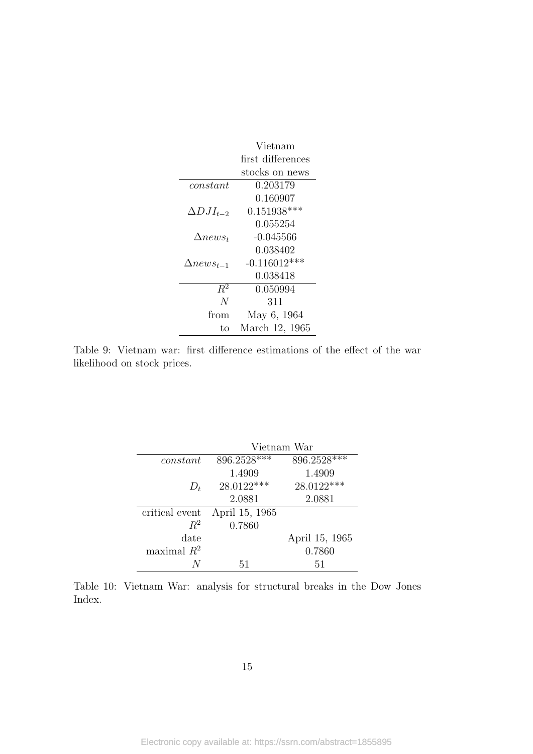| | Vietnam |
|---|---|
| | first differences |
| | stocks on news |
| *constant* | 0.203179 |
| | 0.160907 |
| $\Delta DJI_{t-2}$ | 0.151938*** |
| | 0.055254 |
| $\Delta news_t$ | -0.045566 |
| | 0.038402 |
| $\Delta news_{t-1}$ | -0.116012*** |
| | 0.038418 |
| $R^2$ | 0.050994 |
| $N$ | 311 |
| from | May 6, 1964 |
| to | March 12, 1965 |

Table 9: Vietnam war: first difference estimations of the effect of the war likelihood on stock prices.

| | Vietnam War | |
|---|---|---|
| *constant* | 896.2528*** | 896.2528*** |
| | 1.4909 | 1.4909 |
| $D_t$ | 28.0122*** | 28.0122*** |
| | 2.0881 | 2.0881 |
| critical event | April 15, 1965 | |
| $R^2$ | 0.7860 | |
| date | | April 15, 1965 |
| maximal $R^2$ | | 0.7860 |
| $N$ | 51 | 51 |

Table 10: Vietnam War: analysis for structural breaks in the Dow Jones Index.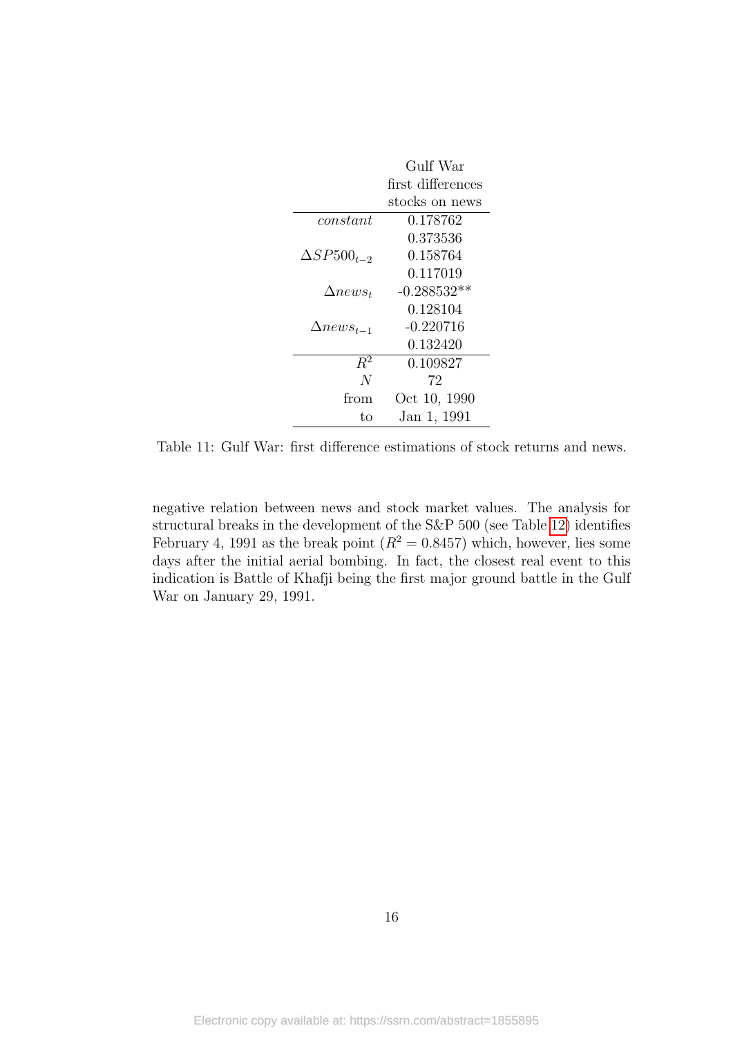| | Gulf War first differences stocks on news |
|---|---|
| *constant* | 0.178762 |
| | 0.373536 |
| $\Delta SP500_{t-2}$ | 0.158764 |
| | 0.117019 |
| $\Delta news_t$ | -0.288532** |
| | 0.128104 |
| $\Delta news_{t-1}$ | -0.220716 |
| | 0.132420 |
| $R^2$ | 0.109827 |
| $N$ | 72 |
| from | Oct 10, 1990 |
| to | Jan 1, 1991 |

Table 11: Gulf War: first difference estimations of stock returns and news.

negative relation between news and stock market values. The analysis for structural breaks in the development of the S&P 500 (see Table 12) identifies February 4, 1991 as the break point ($R^2 = 0.8457$) which, however, lies some days after the initial aerial bombing. In fact, the closest real event to this indication is Battle of Khafji being the first major ground battle in the Gulf War on January 29, 1991.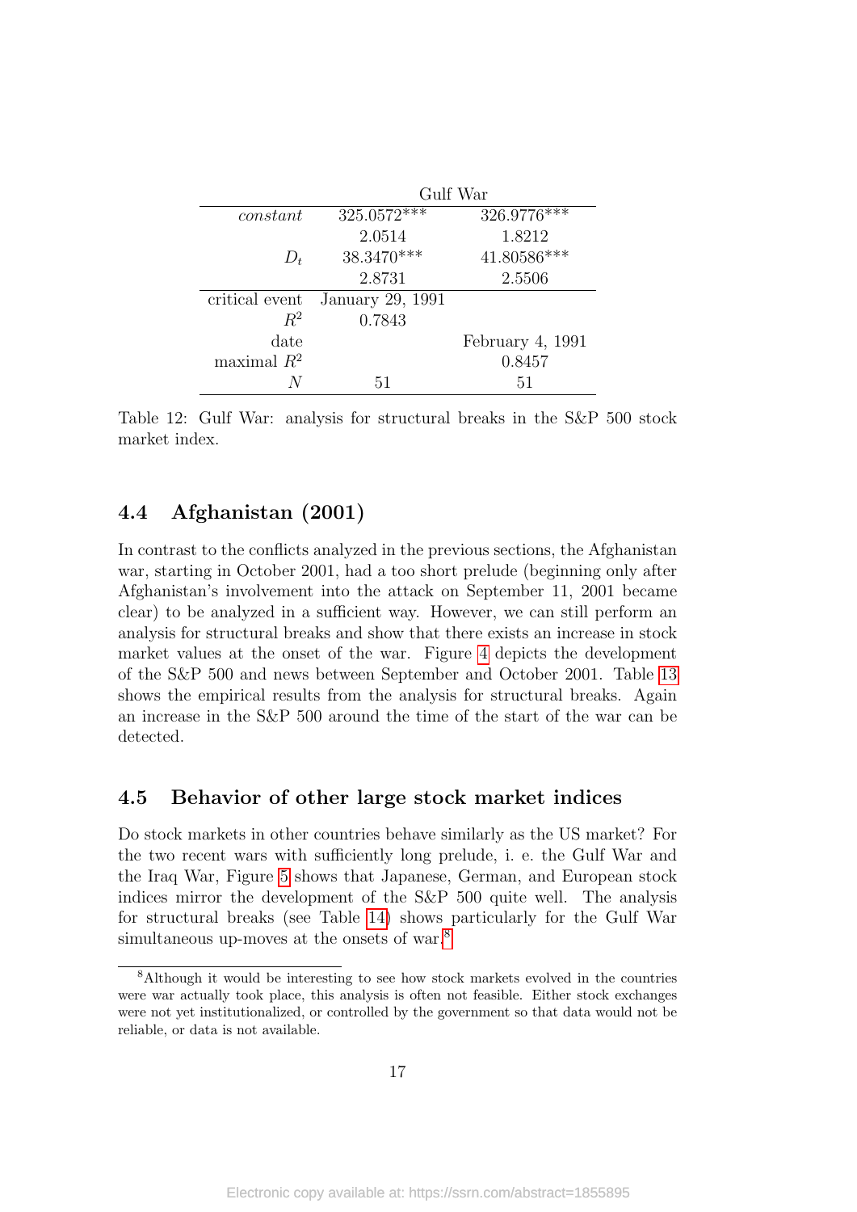| | Gulf War | |
|---|---|---|
| *constant* | 325.0572*** | 326.9776*** |
| | 2.0514 | 1.8212 |
| $D_t$ | 38.3470*** | 41.80586*** |
| | 2.8731 | 2.5506 |
| critical event | January 29, 1991 | |
| $R^2$ | 0.7843 | |
| date | | February 4, 1991 |
| maximal $R^2$ | | 0.8457 |
| $N$ | 51 | 51 |

Table 12: Gulf War: analysis for structural breaks in the S&P 500 stock market index.

## 4.4 Afghanistan (2001)

In contrast to the conflicts analyzed in the previous sections, the Afghanistan war, starting in October 2001, had a too short prelude (beginning only after Afghanistan's involvement into the attack on September 11, 2001 became clear) to be analyzed in a sufficient way. However, we can still perform an analysis for structural breaks and show that there exists an increase in stock market values at the onset of the war. Figure 4 depicts the development of the S&P 500 and news between September and October 2001. Table 13 shows the empirical results from the analysis for structural breaks. Again an increase in the S&P 500 around the time of the start of the war can be detected.

## 4.5 Behavior of other large stock market indices

Do stock markets in other countries behave similarly as the US market? For the two recent wars with sufficiently long prelude, i. e. the Gulf War and the Iraq War, Figure 5 shows that Japanese, German, and European stock indices mirror the development of the S&P 500 quite well. The analysis for structural breaks (see Table 14) shows particularly for the Gulf War simultaneous up-moves at the onsets of war.[8]

[8] Although it would be interesting to see how stock markets evolved in the countries were war actually took place, this analysis is often not feasible. Either stock exchanges were not yet institutionalized, or controlled by the government so that data would not be reliable, or data is not available.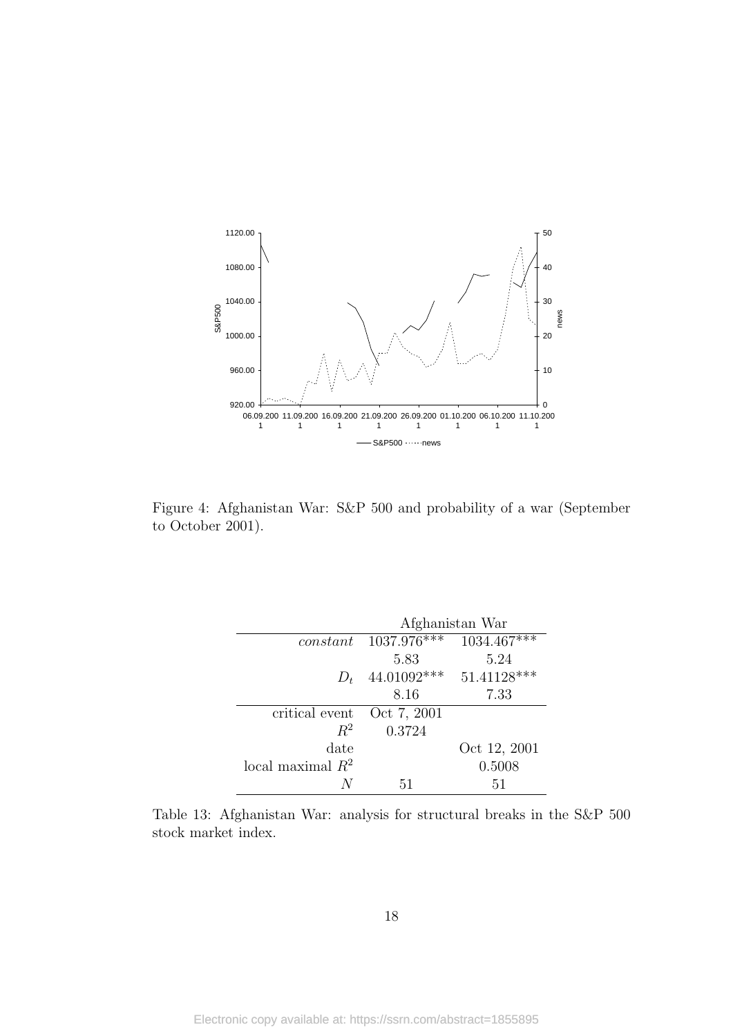Figure 4: Afghanistan War: S&P 500 and probability of a war (September to October 2001).

| | Afghanistan War | |
|---|---|---|
| *constant* | 1037.976*** | 1034.467*** |
| | 5.83 | 5.24 |
| $D_t$ | 44.01092*** | 51.41128*** |
| | 8.16 | 7.33 |
| critical event | Oct 7, 2001 | |
| $R^2$ | 0.3724 | |
| date | | Oct 12, 2001 |
| local maximal $R^2$ | | 0.5008 |
| $N$ | 51 | 51 |

Table 13: Afghanistan War: analysis for structural breaks in the S&P 500 stock market index.

Electronic copy available at: https://ssrn.com/abstract=1855895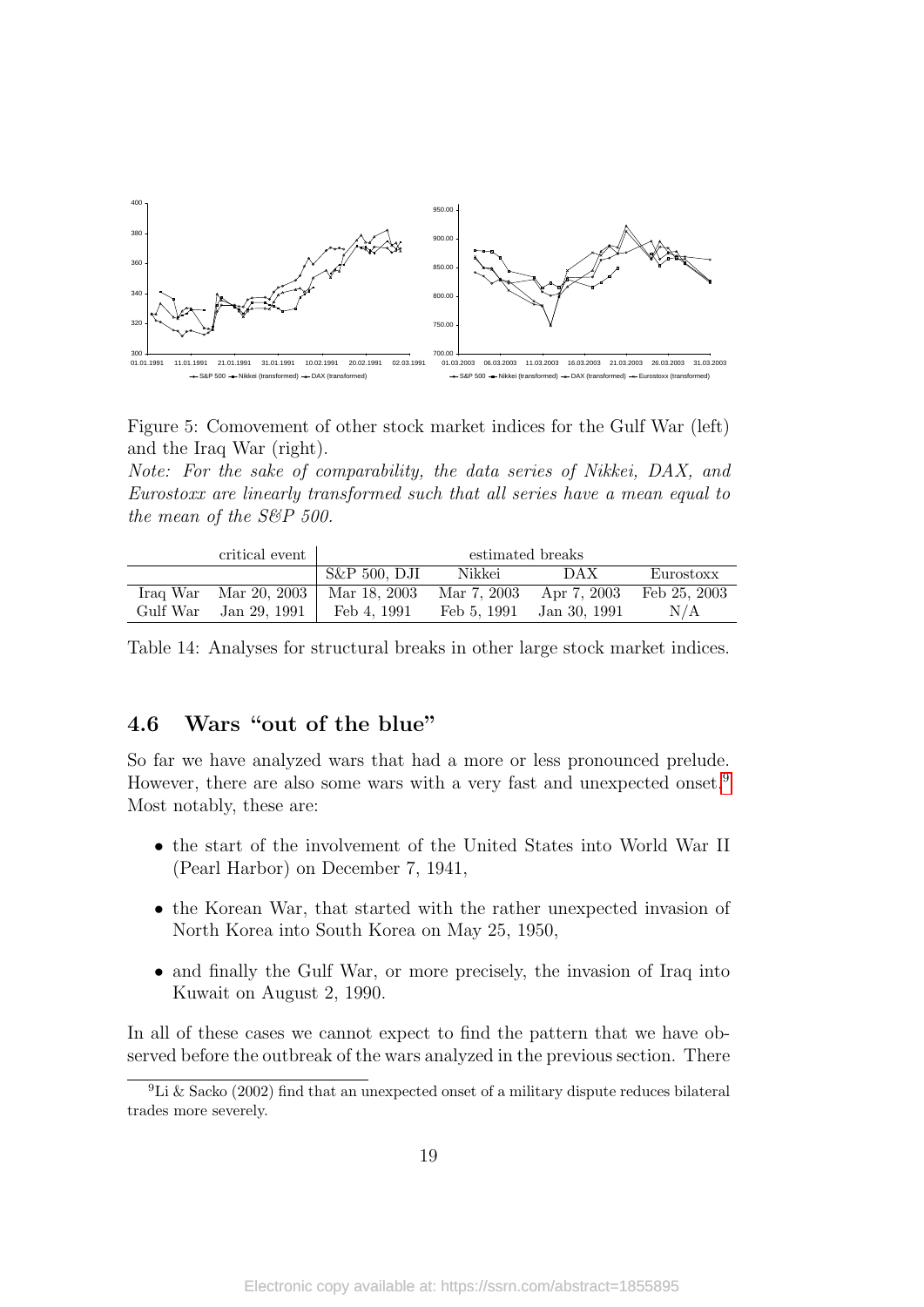Figure 5: Comovement of other stock market indices for the Gulf War (left) and the Iraq War (right).

*Note: For the sake of comparability, the data series of Nikkei, DAX, and Eurostoxx are linearly transformed such that all series have a mean equal to the mean of the S&P 500.*

| | critical event | estimated breaks | | | |
|---|---|---|---|---|---|
| | | S&P 500, DJI | Nikkei | DAX | Eurostoxx |
| Iraq War | Mar 20, 2003 | Mar 18, 2003 | Mar 7, 2003 | Apr 7, 2003 | Feb 25, 2003 |
| Gulf War | Jan 29, 1991 | Feb 4, 1991 | Feb 5, 1991 | Jan 30, 1991 | N/A |

Table 14: Analyses for structural breaks in other large stock market indices.

## 4.6 Wars "out of the blue"

So far we have analyzed wars that had a more or less pronounced prelude. However, there are also some wars with a very fast and unexpected onset.[9] Most notably, these are:

- the start of the involvement of the United States into World War II (Pearl Harbor) on December 7, 1941,
- the Korean War, that started with the rather unexpected invasion of North Korea into South Korea on May 25, 1950,
- and finally the Gulf War, or more precisely, the invasion of Iraq into Kuwait on August 2, 1990.

In all of these cases we cannot expect to find the pattern that we have observed before the outbreak of the wars analyzed in the previous section. There

[9] Li & Sacko (2002) find that an unexpected onset of a military dispute reduces bilateral trades more severely.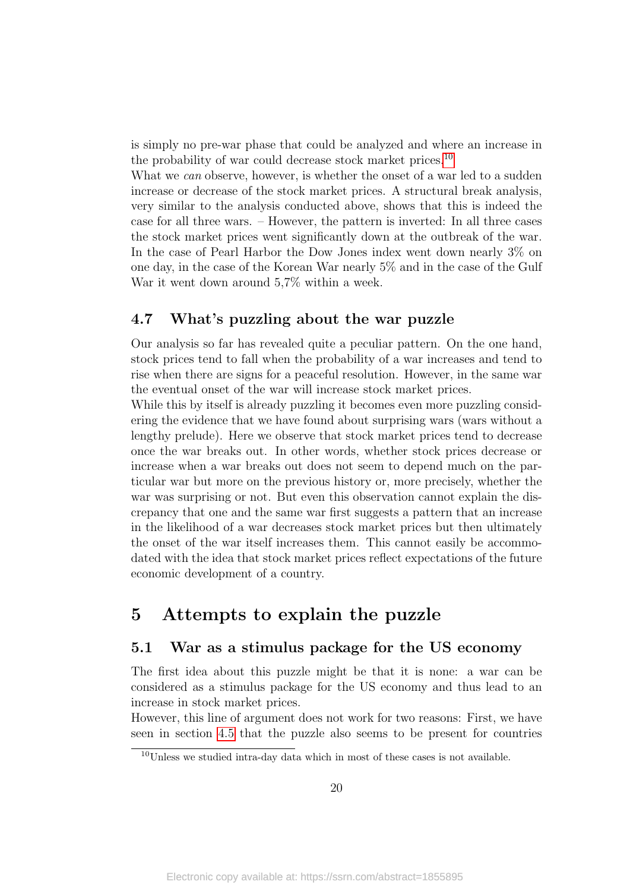is simply no pre-war phase that could be analyzed and where an increase in the probability of war could decrease stock market prices.[10]

What we *can* observe, however, is whether the onset of a war led to a sudden increase or decrease of the stock market prices. A structural break analysis, very similar to the analysis conducted above, shows that this is indeed the case for all three wars. – However, the pattern is inverted: In all three cases the stock market prices went significantly down at the outbreak of the war. In the case of Pearl Harbor the Dow Jones index went down nearly 3% on one day, in the case of the Korean War nearly 5% and in the case of the Gulf War it went down around 5,7% within a week.

### 4.7 What's puzzling about the war puzzle

Our analysis so far has revealed quite a peculiar pattern. On the one hand, stock prices tend to fall when the probability of a war increases and tend to rise when there are signs for a peaceful resolution. However, in the same war the eventual onset of the war will increase stock market prices.

While this by itself is already puzzling it becomes even more puzzling considering the evidence that we have found about surprising wars (wars without a lengthy prelude). Here we observe that stock market prices tend to decrease once the war breaks out. In other words, whether stock prices decrease or increase when a war breaks out does not seem to depend much on the particular war but more on the previous history or, more precisely, whether the war was surprising or not. But even this observation cannot explain the discrepancy that one and the same war first suggests a pattern that an increase in the likelihood of a war decreases stock market prices but then ultimately the onset of the war itself increases them. This cannot easily be accommodated with the idea that stock market prices reflect expectations of the future economic development of a country.

## 5 Attempts to explain the puzzle

### 5.1 War as a stimulus package for the US economy

The first idea about this puzzle might be that it is none: a war can be considered as a stimulus package for the US economy and thus lead to an increase in stock market prices.

However, this line of argument does not work for two reasons: First, we have seen in section 4.5 that the puzzle also seems to be present for countries

[10] Unless we studied intra-day data which in most of these cases is not available.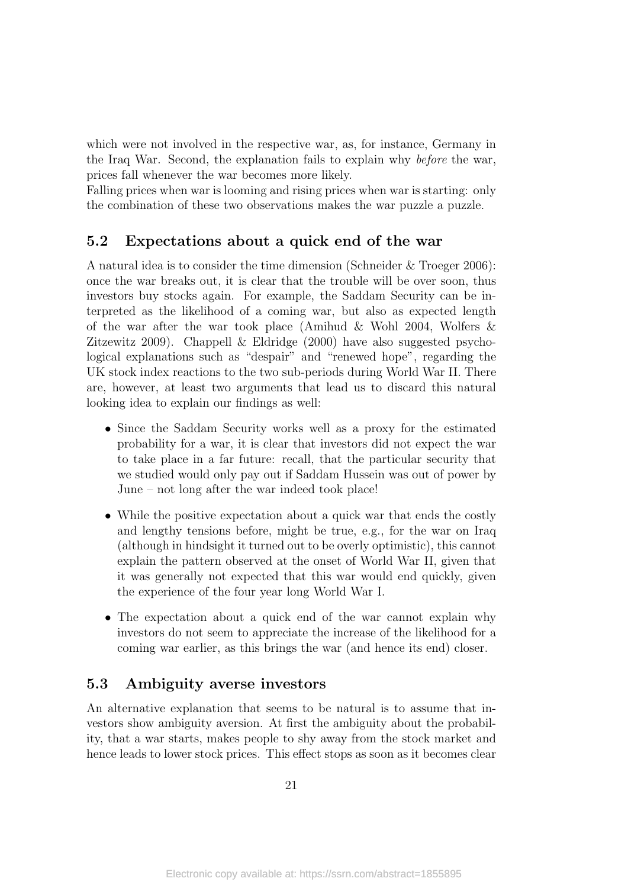which were not involved in the respective war, as, for instance, Germany in the Iraq War. Second, the explanation fails to explain why *before* the war, prices fall whenever the war becomes more likely.
Falling prices when war is looming and rising prices when war is starting: only the combination of these two observations makes the war puzzle a puzzle.

## 5.2 Expectations about a quick end of the war

A natural idea is to consider the time dimension (Schneider & Troeger 2006): once the war breaks out, it is clear that the trouble will be over soon, thus investors buy stocks again. For example, the Saddam Security can be interpreted as the likelihood of a coming war, but also as expected length of the war after the war took place (Amihud & Wohl 2004, Wolfers & Zitzewitz 2009). Chappell & Eldridge (2000) have also suggested psychological explanations such as "despair" and "renewed hope", regarding the UK stock index reactions to the two sub-periods during World War II. There are, however, at least two arguments that lead us to discard this natural looking idea to explain our findings as well:

- Since the Saddam Security works well as a proxy for the estimated probability for a war, it is clear that investors did not expect the war to take place in a far future: recall, that the particular security that we studied would only pay out if Saddam Hussein was out of power by June – not long after the war indeed took place!
- While the positive expectation about a quick war that ends the costly and lengthy tensions before, might be true, e.g., for the war on Iraq (although in hindsight it turned out to be overly optimistic), this cannot explain the pattern observed at the onset of World War II, given that it was generally not expected that this war would end quickly, given the experience of the four year long World War I.
- The expectation about a quick end of the war cannot explain why investors do not seem to appreciate the increase of the likelihood for a coming war earlier, as this brings the war (and hence its end) closer.

## 5.3 Ambiguity averse investors

An alternative explanation that seems to be natural is to assume that investors show ambiguity aversion. At first the ambiguity about the probability, that a war starts, makes people to shy away from the stock market and hence leads to lower stock prices. This effect stops as soon as it becomes clear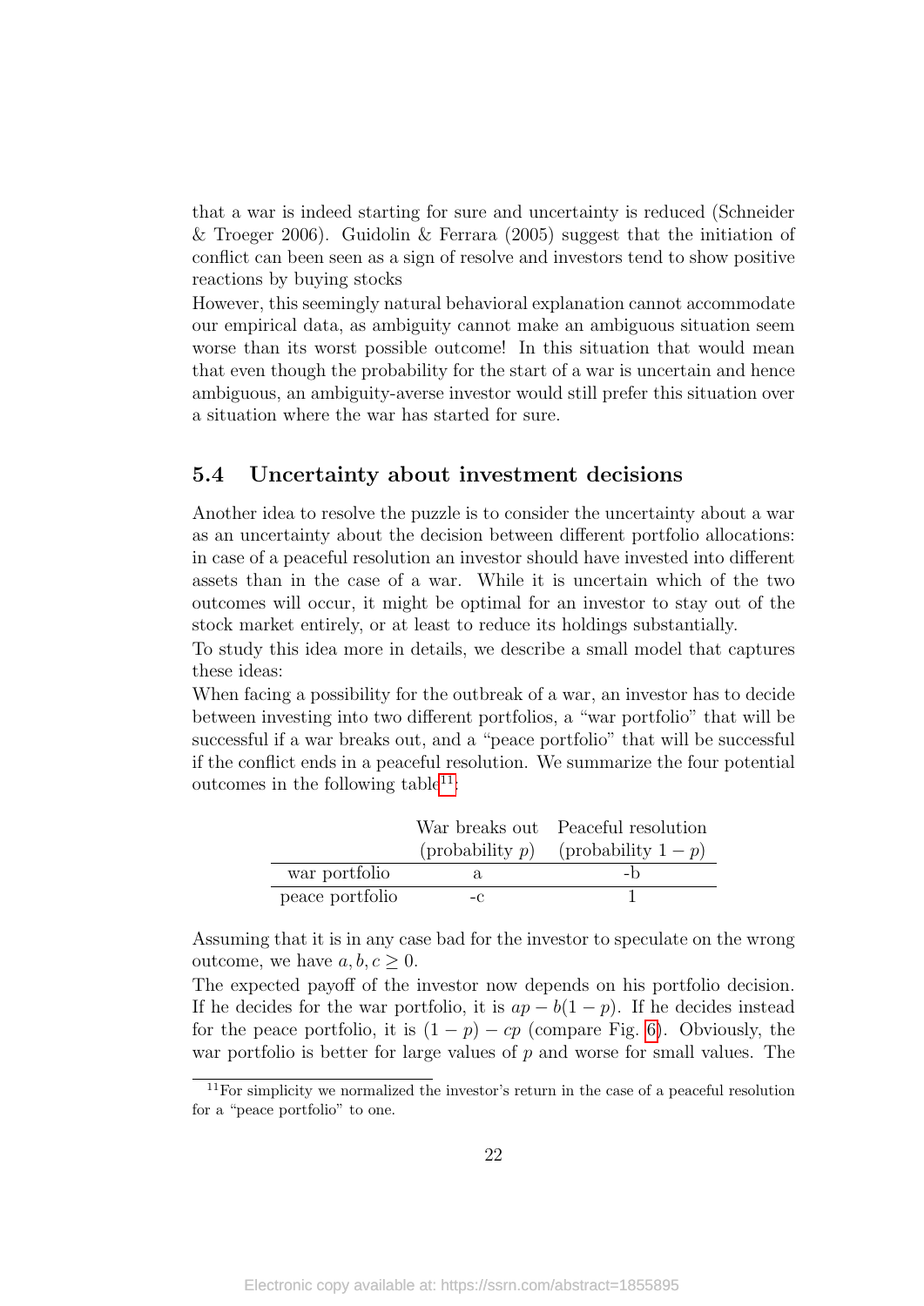that a war is indeed starting for sure and uncertainty is reduced (Schneider & Troeger 2006). Guidolin & Ferrara (2005) suggest that the initiation of conflict can been seen as a sign of resolve and investors tend to show positive reactions by buying stocks

However, this seemingly natural behavioral explanation cannot accommodate our empirical data, as ambiguity cannot make an ambiguous situation seem worse than its worst possible outcome! In this situation that would mean that even though the probability for the start of a war is uncertain and hence ambiguous, an ambiguity-averse investor would still prefer this situation over a situation where the war has started for sure.

## 5.4 Uncertainty about investment decisions

Another idea to resolve the puzzle is to consider the uncertainty about a war as an uncertainty about the decision between different portfolio allocations: in case of a peaceful resolution an investor should have invested into different assets than in the case of a war. While it is uncertain which of the two outcomes will occur, it might be optimal for an investor to stay out of the stock market entirely, or at least to reduce its holdings substantially.

To study this idea more in details, we describe a small model that captures these ideas:

When facing a possibility for the outbreak of a war, an investor has to decide between investing into two different portfolios, a "war portfolio" that will be successful if a war breaks out, and a "peace portfolio" that will be successful if the conflict ends in a peaceful resolution. We summarize the four potential outcomes in the following table[11]:

| | War breaks out (probability $p$) | Peaceful resolution (probability $1-p$) |
|---|---|---|
| war portfolio | a | -b |
| peace portfolio | -c | 1 |

Assuming that it is in any case bad for the investor to speculate on the wrong outcome, we have $a, b, c \geq 0$.

The expected payoff of the investor now depends on his portfolio decision. If he decides for the war portfolio, it is $ap - b(1-p)$. If he decides instead for the peace portfolio, it is $(1-p) - cp$ (compare Fig. 6). Obviously, the war portfolio is better for large values of $p$ and worse for small values. The

[11] For simplicity we normalized the investor's return in the case of a peaceful resolution for a "peace portfolio" to one.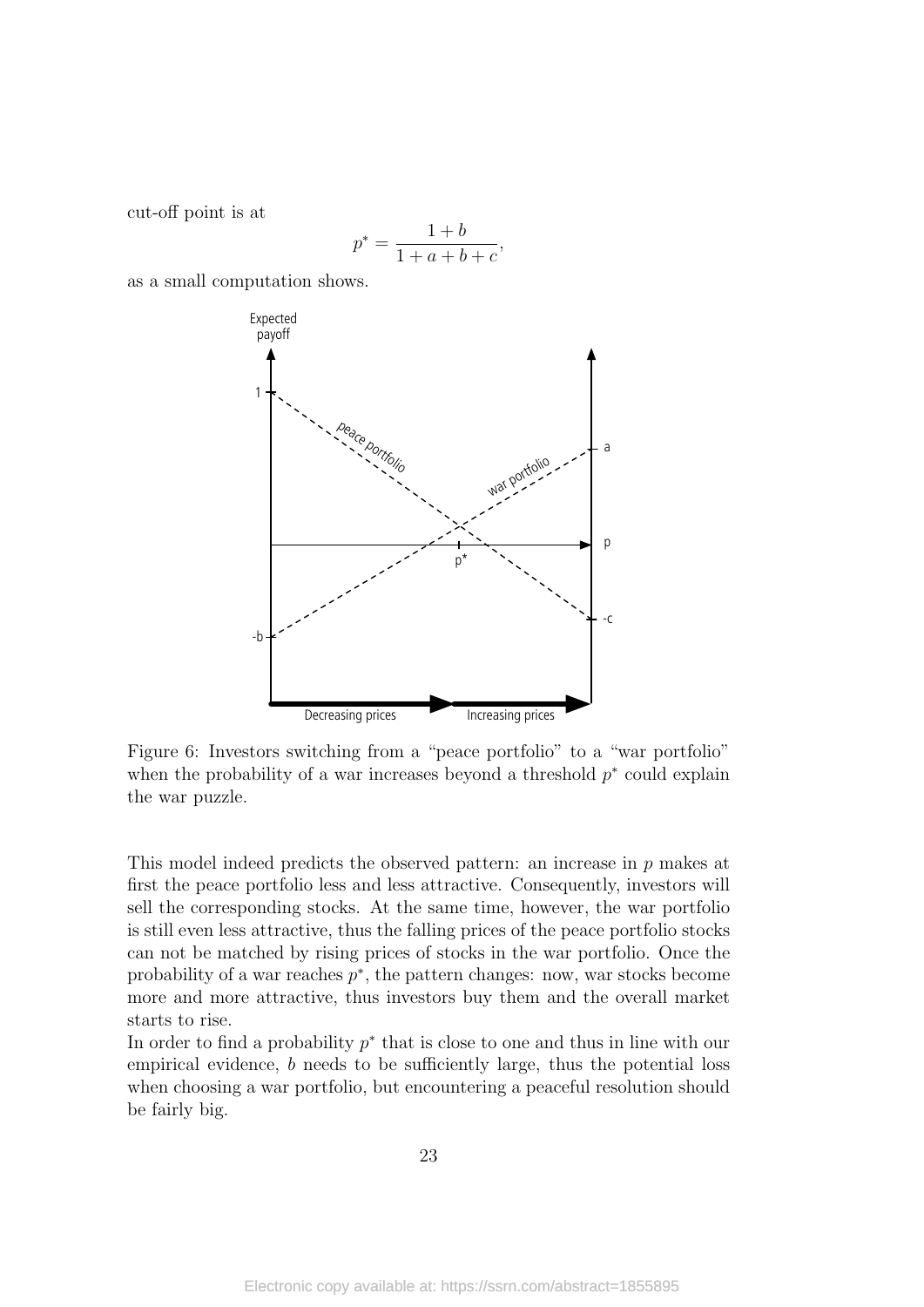cut-off point is at

$$p^* = \frac{1+b}{1+a+b+c},$$

as a small computation shows.

Figure 6: Investors switching from a "peace portfolio" to a "war portfolio" when the probability of a war increases beyond a threshold $p^*$ could explain the war puzzle.

This model indeed predicts the observed pattern: an increase in $p$ makes at first the peace portfolio less and less attractive. Consequently, investors will sell the corresponding stocks. At the same time, however, the war portfolio is still even less attractive, thus the falling prices of the peace portfolio stocks can not be matched by rising prices of stocks in the war portfolio. Once the probability of a war reaches $p^*$, the pattern changes: now, war stocks become more and more attractive, thus investors buy them and the overall market starts to rise.

In order to find a probability $p^*$ that is close to one and thus in line with our empirical evidence, $b$ needs to be sufficiently large, thus the potential loss when choosing a war portfolio, but encountering a peaceful resolution should be fairly big.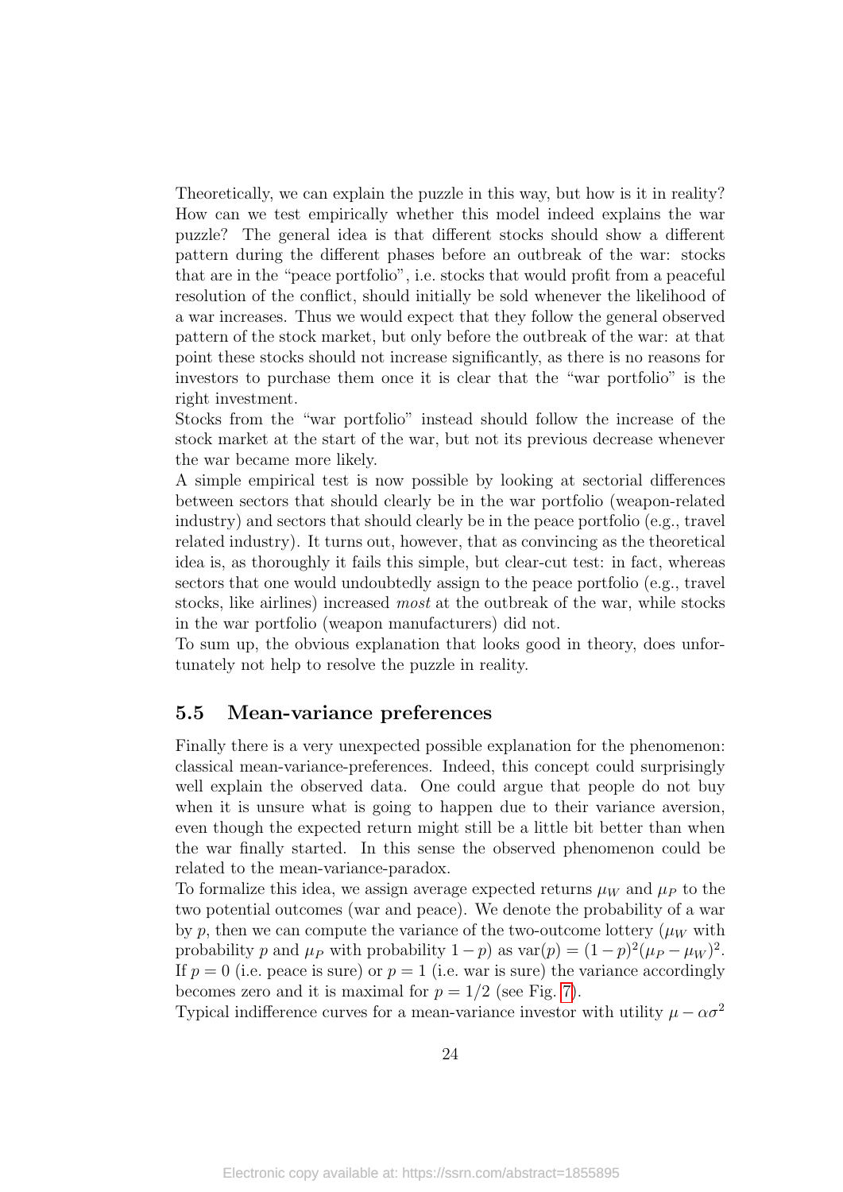Theoretically, we can explain the puzzle in this way, but how is it in reality? How can we test empirically whether this model indeed explains the war puzzle? The general idea is that different stocks should show a different pattern during the different phases before an outbreak of the war: stocks that are in the "peace portfolio", i.e. stocks that would profit from a peaceful resolution of the conflict, should initially be sold whenever the likelihood of a war increases. Thus we would expect that they follow the general observed pattern of the stock market, but only before the outbreak of the war: at that point these stocks should not increase significantly, as there is no reasons for investors to purchase them once it is clear that the "war portfolio" is the right investment.

Stocks from the "war portfolio" instead should follow the increase of the stock market at the start of the war, but not its previous decrease whenever the war became more likely.

A simple empirical test is now possible by looking at sectorial differences between sectors that should clearly be in the war portfolio (weapon-related industry) and sectors that should clearly be in the peace portfolio (e.g., travel related industry). It turns out, however, that as convincing as the theoretical idea is, as thoroughly it fails this simple, but clear-cut test: in fact, whereas sectors that one would undoubtedly assign to the peace portfolio (e.g., travel stocks, like airlines) increased *most* at the outbreak of the war, while stocks in the war portfolio (weapon manufacturers) did not.

To sum up, the obvious explanation that looks good in theory, does unfortunately not help to resolve the puzzle in reality.

## 5.5 Mean-variance preferences

Finally there is a very unexpected possible explanation for the phenomenon: classical mean-variance-preferences. Indeed, this concept could surprisingly well explain the observed data. One could argue that people do not buy when it is unsure what is going to happen due to their variance aversion, even though the expected return might still be a little bit better than when the war finally started. In this sense the observed phenomenon could be related to the mean-variance-paradox.

To formalize this idea, we assign average expected returns $\mu_W$ and $\mu_P$ to the two potential outcomes (war and peace). We denote the probability of a war by $p$, then we can compute the variance of the two-outcome lottery ($\mu_W$ with probability $p$ and $\mu_P$ with probability $1-p$) as $\text{var}(p) = (1-p)^2(\mu_P - \mu_W)^2$. If $p = 0$ (i.e. peace is sure) or $p = 1$ (i.e. war is sure) the variance accordingly becomes zero and it is maximal for $p = 1/2$ (see Fig. 7).

Typical indifference curves for a mean-variance investor with utility $\mu - \alpha\sigma^2$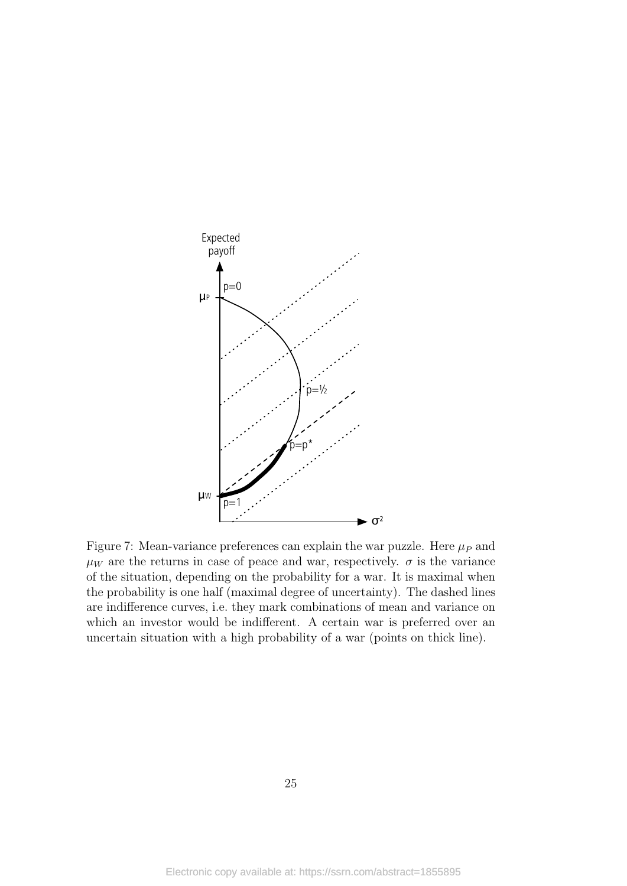Figure 7: Mean-variance preferences can explain the war puzzle. Here $\mu_P$ and $\mu_W$ are the returns in case of peace and war, respectively. $\sigma$ is the variance of the situation, depending on the probability for a war. It is maximal when the probability is one half (maximal degree of uncertainty). The dashed lines are indifference curves, i.e. they mark combinations of mean and variance on which an investor would be indifferent. A certain war is preferred over an uncertain situation with a high probability of a war (points on thick line).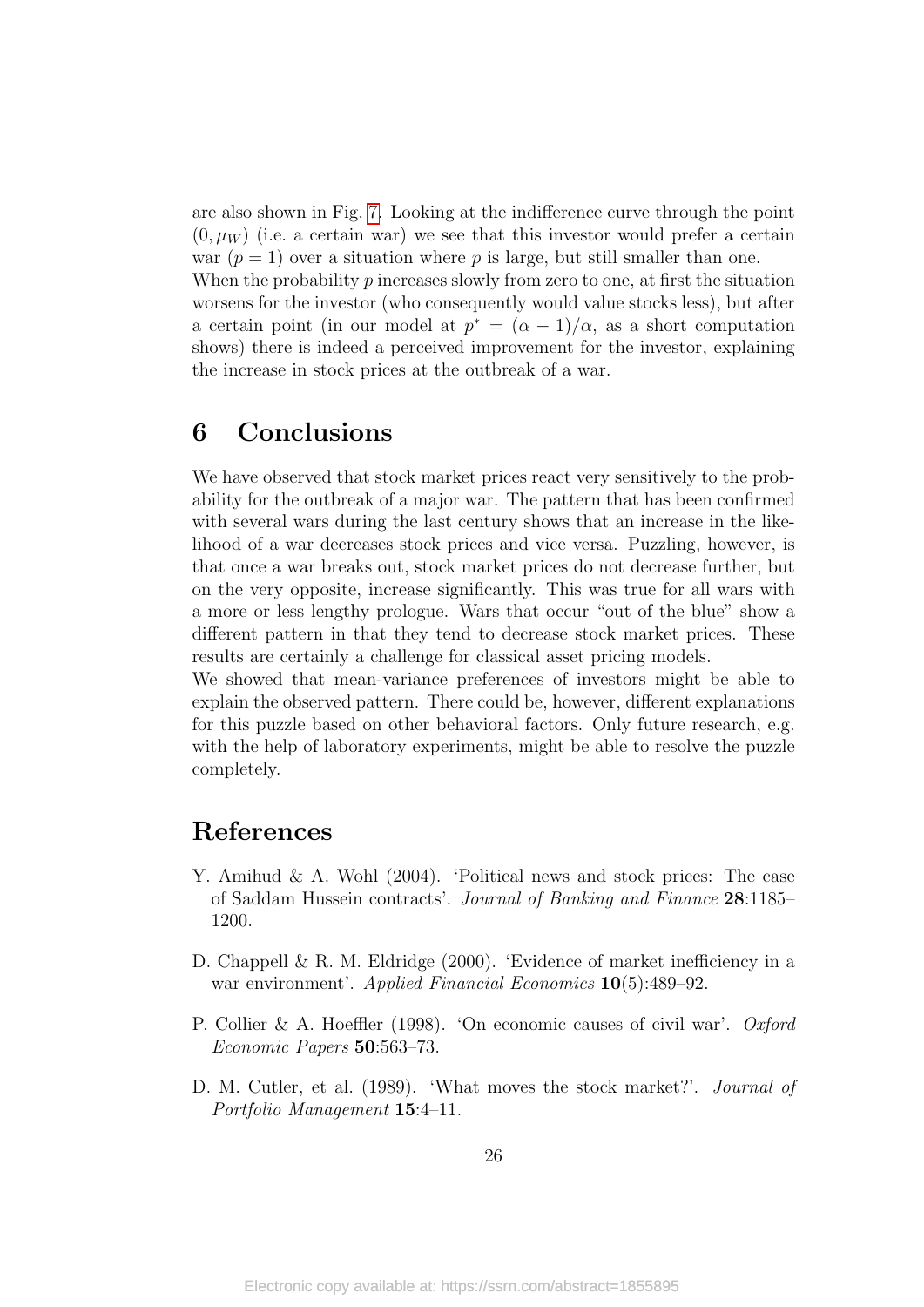are also shown in Fig. 7. Looking at the indifference curve through the point $(0, \mu_W)$ (i.e. a certain war) we see that this investor would prefer a certain war ($p = 1$) over a situation where $p$ is large, but still smaller than one.
When the probability $p$ increases slowly from zero to one, at first the situation worsens for the investor (who consequently would value stocks less), but after a certain point (in our model at $p^* = (\alpha - 1)/\alpha$, as a short computation shows) there is indeed a perceived improvement for the investor, explaining the increase in stock prices at the outbreak of a war.

## 6 Conclusions

We have observed that stock market prices react very sensitively to the probability for the outbreak of a major war. The pattern that has been confirmed with several wars during the last century shows that an increase in the likelihood of a war decreases stock prices and vice versa. Puzzling, however, is that once a war breaks out, stock market prices do not decrease further, but on the very opposite, increase significantly. This was true for all wars with a more or less lengthy prologue. Wars that occur "out of the blue" show a different pattern in that they tend to decrease stock market prices. These results are certainly a challenge for classical asset pricing models.
We showed that mean-variance preferences of investors might be able to explain the observed pattern. There could be, however, different explanations for this puzzle based on other behavioral factors. Only future research, e.g. with the help of laboratory experiments, might be able to resolve the puzzle completely.

## References

Y. Amihud & A. Wohl (2004). 'Political news and stock prices: The case of Saddam Hussein contracts'. *Journal of Banking and Finance* **28**:1185–1200.

D. Chappell & R. M. Eldridge (2000). 'Evidence of market inefficiency in a war environment'. *Applied Financial Economics* **10**(5):489–92.

P. Collier & A. Hoeffler (1998). 'On economic causes of civil war'. *Oxford Economic Papers* **50**:563–73.

D. M. Cutler, et al. (1989). 'What moves the stock market?'. *Journal of Portfolio Management* **15**:4–11.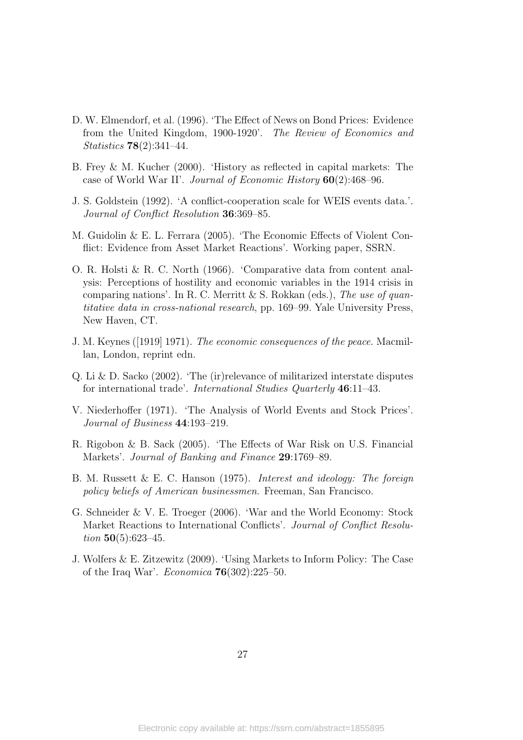D. W. Elmendorf, et al. (1996). 'The Effect of News on Bond Prices: Evidence from the United Kingdom, 1900-1920'. *The Review of Economics and Statistics* **78**(2):341–44.

B. Frey & M. Kucher (2000). 'History as reflected in capital markets: The case of World War II'. *Journal of Economic History* **60**(2):468–96.

J. S. Goldstein (1992). 'A conflict-cooperation scale for WEIS events data.'. *Journal of Conflict Resolution* **36**:369–85.

M. Guidolin & E. L. Ferrara (2005). 'The Economic Effects of Violent Conflict: Evidence from Asset Market Reactions'. Working paper, SSRN.

O. R. Holsti & R. C. North (1966). 'Comparative data from content analysis: Perceptions of hostility and economic variables in the 1914 crisis in comparing nations'. In R. C. Merritt & S. Rokkan (eds.), *The use of quantitative data in cross-national research*, pp. 169–99. Yale University Press, New Haven, CT.

J. M. Keynes ([1919] 1971). *The economic consequences of the peace*. Macmillan, London, reprint edn.

Q. Li & D. Sacko (2002). 'The (ir)relevance of militarized interstate disputes for international trade'. *International Studies Quarterly* **46**:11–43.

V. Niederhoffer (1971). 'The Analysis of World Events and Stock Prices'. *Journal of Business* **44**:193–219.

R. Rigobon & B. Sack (2005). 'The Effects of War Risk on U.S. Financial Markets'. *Journal of Banking and Finance* **29**:1769–89.

B. M. Russett & E. C. Hanson (1975). *Interest and ideology: The foreign policy beliefs of American businessmen*. Freeman, San Francisco.

G. Schneider & V. E. Troeger (2006). 'War and the World Economy: Stock Market Reactions to International Conflicts'. *Journal of Conflict Resolution* **50**(5):623–45.

J. Wolfers & E. Zitzewitz (2009). 'Using Markets to Inform Policy: The Case of the Iraq War'. *Economica* **76**(302):225–50.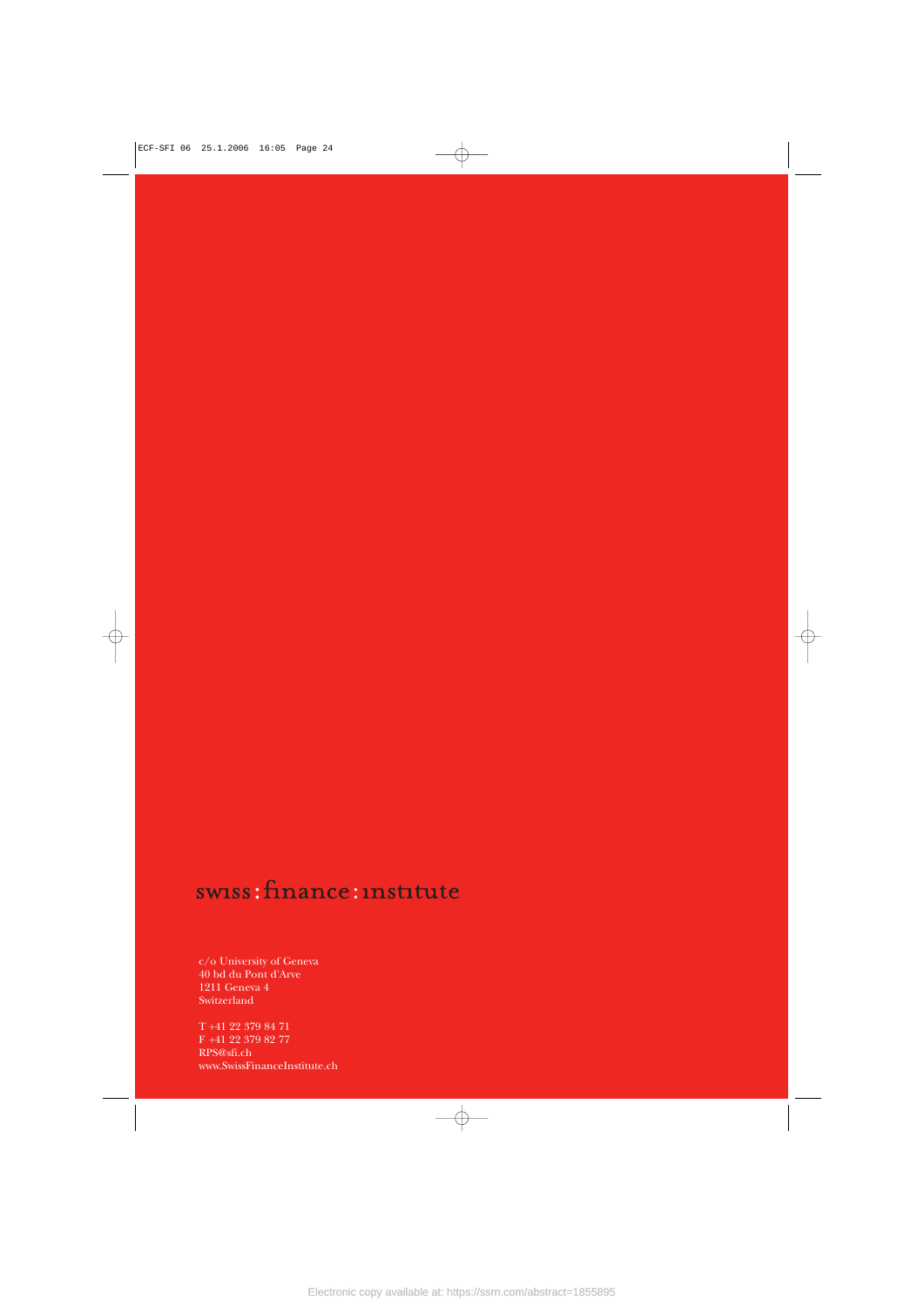swiss : finance : institute

c/o University of Geneva
40 bd du Pont d'Arve
1211 Geneva 4
Switzerland

T +41 22 379 84 71
F +41 22 379 82 77
RPS@sfi.ch
www.SwissFinanceInstitute.ch